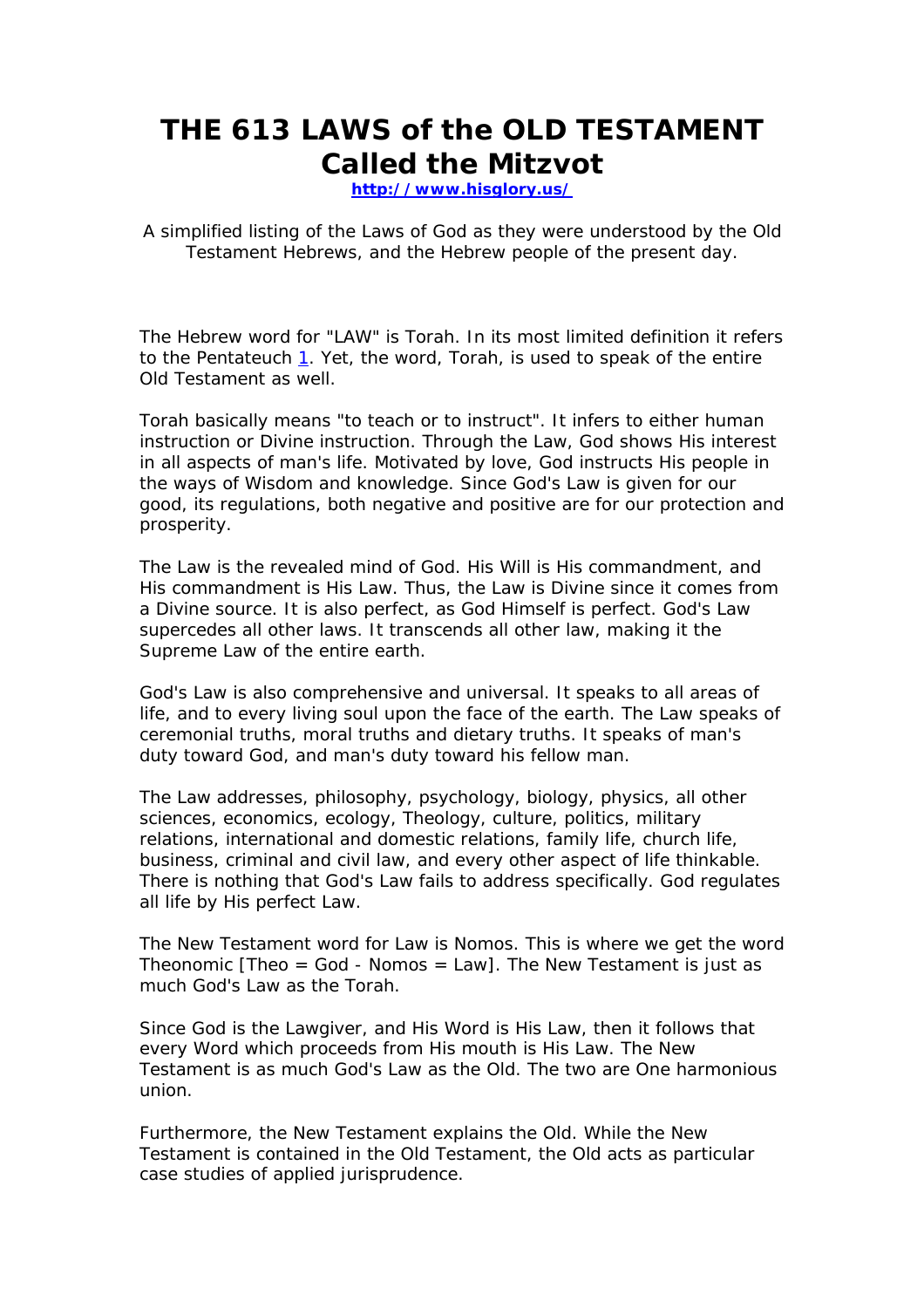# THE 613 LAWS of the OLD TESTAMENT Called the Mitzvot

**http://www.hisglory.us/**

A simplified listing of the Laws of God as they were understood by the Old Testament Hebrews, and the Hebrew people of the present day.

The Hebrew word for "LAW" is Torah. In its most limited definition it refers to the Pentateuch [1]. Yet, the word, Torah, is used to speak of the entire Old Testament as well.

Torah basically means "to teach or to instruct". It infers to either human instruction or Divine instruction. Through the Law, God shows His interest in all aspects of man's life. Motivated by love, God instructs His people in the ways of Wisdom and knowledge. Since God's Law is given for our good, its regulations, both negative and positive are for our protection and prosperity.

The Law is the revealed mind of God. His Will is His commandment, and His commandment is His Law. Thus, the Law is Divine since it comes from a Divine source. It is also perfect, as God Himself is perfect. God's Law supercedes all other laws. It transcends all other law, making it the Supreme Law of the entire earth.

God's Law is also comprehensive and universal. It speaks to all areas of life, and to every living soul upon the face of the earth. The Law speaks of ceremonial truths, moral truths and dietary truths. It speaks of man's duty toward God, and man's duty toward his fellow man.

The Law addresses, philosophy, psychology, biology, physics, all other sciences, economics, ecology, Theology, culture, politics, military relations, international and domestic relations, family life, church life, business, criminal and civil law, and every other aspect of life thinkable. There is nothing that God's Law fails to address specifically. God regulates all life by His perfect Law.

The New Testament word for Law is Nomos. This is where we get the word Theonomic [Theo = God - Nomos = Law]. The New Testament is just as much God's Law as the Torah.

Since God is the Lawgiver, and His Word is His Law, then it follows that every Word which proceeds from His mouth is His Law. The New Testament is as much God's Law as the Old. The two are One harmonious union.

Furthermore, the New Testament explains the Old. While the New Testament is contained in the Old Testament, the Old acts as particular case studies of applied jurisprudence.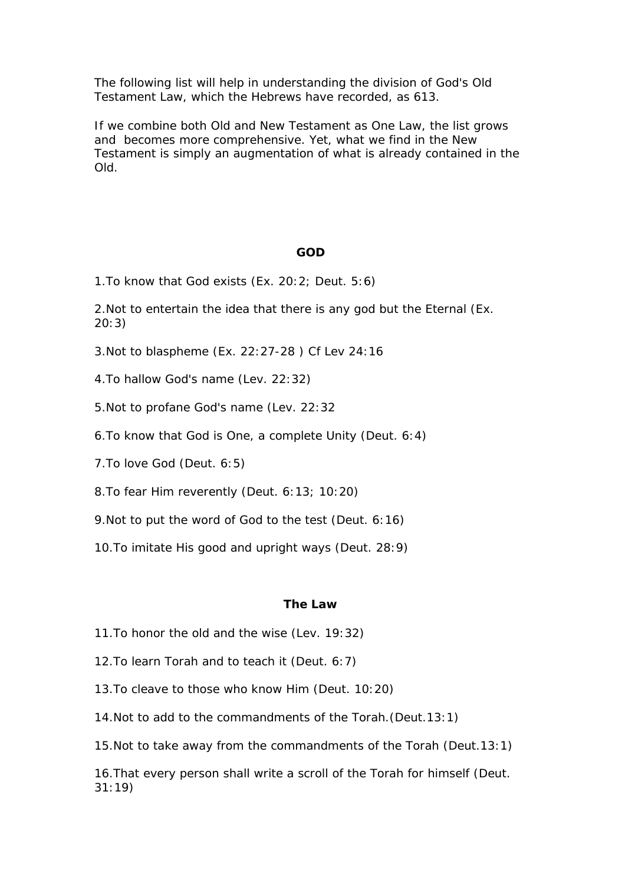The following list will help in understanding the division of God's Old Testament Law, which the Hebrews have recorded, as 613.

If we combine both Old and New Testament as One Law, the list grows and becomes more comprehensive. Yet, what we find in the New Testament is simply an augmentation of what is already contained in the Old.

## GOD

1.To know that God exists (Ex. 20:2; Deut. 5:6)

2.Not to entertain the idea that there is any god but the Eternal (Ex. 20:3)

3.Not to blaspheme (Ex. 22:27-28 ) Cf Lev 24:16

4.To hallow God's name (Lev. 22:32)

5.Not to profane God's name (Lev. 22:32

6.To know that God is One, a complete Unity (Deut. 6:4)

7.To love God (Deut. 6:5)

8.To fear Him reverently (Deut. 6:13; 10:20)

9.Not to put the word of God to the test (Deut. 6:16)

10.To imitate His good and upright ways (Deut. 28:9)

## The Law

11.To honor the old and the wise (Lev. 19:32)

12.To learn Torah and to teach it (Deut. 6:7)

13.To cleave to those who know Him (Deut. 10:20)

14.Not to add to the commandments of the Torah.(Deut.13:1)

15.Not to take away from the commandments of the Torah (Deut.13:1)

16.That every person shall write a scroll of the Torah for himself (Deut. 31:19)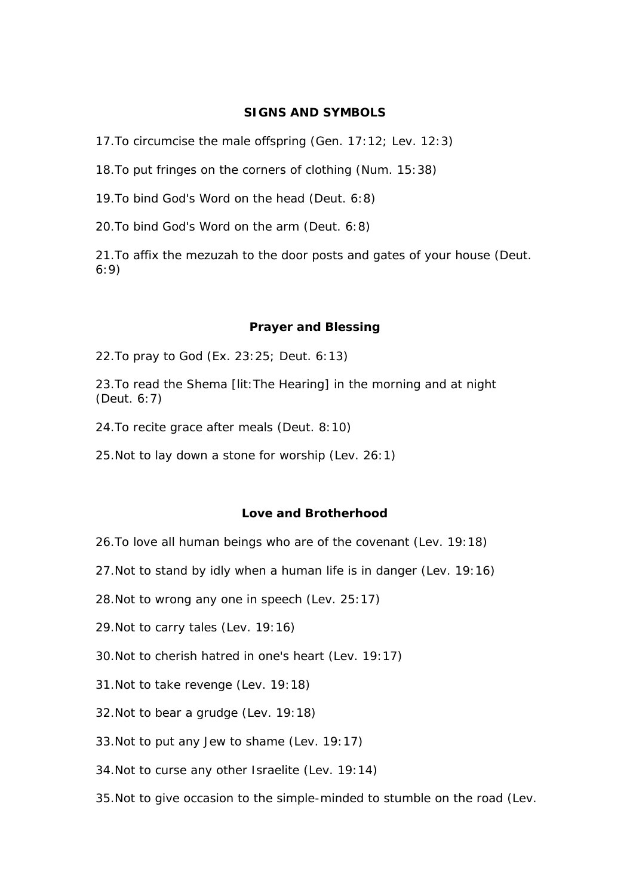### SIGNS AND SYMBOLS

17.To circumcise the male offspring (Gen. 17:12; Lev. 12:3)

18.To put fringes on the corners of clothing (Num. 15:38)

19.To bind God's Word on the head (Deut. 6:8)

20.To bind God's Word on the arm (Deut. 6:8)

21.To affix the mezuzah to the door posts and gates of your house (Deut. 6:9)

### Prayer and Blessing

22.To pray to God (Ex. 23:25; Deut. 6:13)

23.To read the Shema [lit:The Hearing] in the morning and at night (Deut. 6:7)

24.To recite grace after meals (Deut. 8:10)

25.Not to lay down a stone for worship (Lev. 26:1)

### Love and Brotherhood

26.To love all human beings who are of the covenant (Lev. 19:18)

27.Not to stand by idly when a human life is in danger (Lev. 19:16)

28.Not to wrong any one in speech (Lev. 25:17)

29.Not to carry tales (Lev. 19:16)

30.Not to cherish hatred in one's heart (Lev. 19:17)

31.Not to take revenge (Lev. 19:18)

32.Not to bear a grudge (Lev. 19:18)

33.Not to put any Jew to shame (Lev. 19:17)

34.Not to curse any other Israelite (Lev. 19:14)

35.Not to give occasion to the simple-minded to stumble on the road (Lev.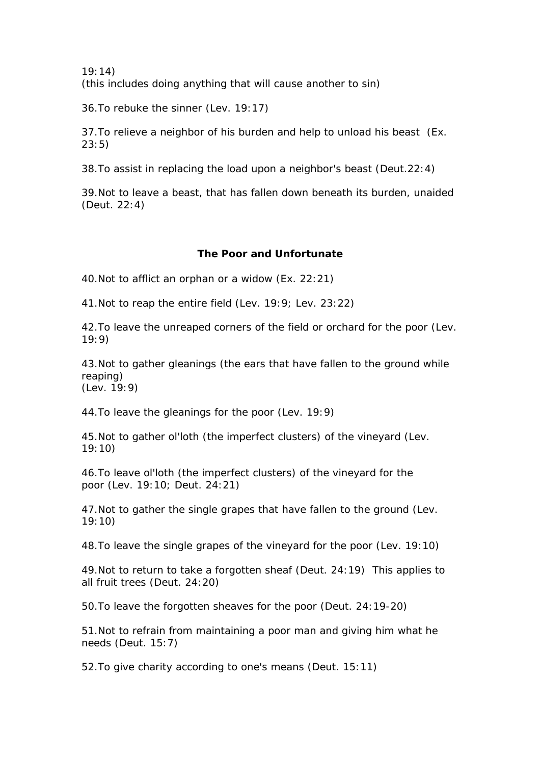19:14)
(this includes doing anything that will cause another to sin)

36.To rebuke the sinner (Lev. 19:17)

37.To relieve a neighbor of his burden and help to unload his beast (Ex. 23:5)

38.To assist in replacing the load upon a neighbor's beast (Deut.22:4)

39.Not to leave a beast, that has fallen down beneath its burden, unaided (Deut. 22:4)

### The Poor and Unfortunate

40.Not to afflict an orphan or a widow (Ex. 22:21)

41.Not to reap the entire field (Lev. 19:9; Lev. 23:22)

42.To leave the unreaped corners of the field or orchard for the poor (Lev. 19:9)

43.Not to gather gleanings (the ears that have fallen to the ground while reaping)
(Lev. 19:9)

44.To leave the gleanings for the poor (Lev. 19:9)

45.Not to gather ol'loth (the imperfect clusters) of the vineyard (Lev. 19:10)

46.To leave ol'loth (the imperfect clusters) of the vineyard for the poor (Lev. 19:10; Deut. 24:21)

47.Not to gather the single grapes that have fallen to the ground (Lev. 19:10)

48.To leave the single grapes of the vineyard for the poor (Lev. 19:10)

49.Not to return to take a forgotten sheaf (Deut. 24:19) This applies to all fruit trees (Deut. 24:20)

50.To leave the forgotten sheaves for the poor (Deut. 24:19-20)

51.Not to refrain from maintaining a poor man and giving him what he needs (Deut. 15:7)

52.To give charity according to one's means (Deut. 15:11)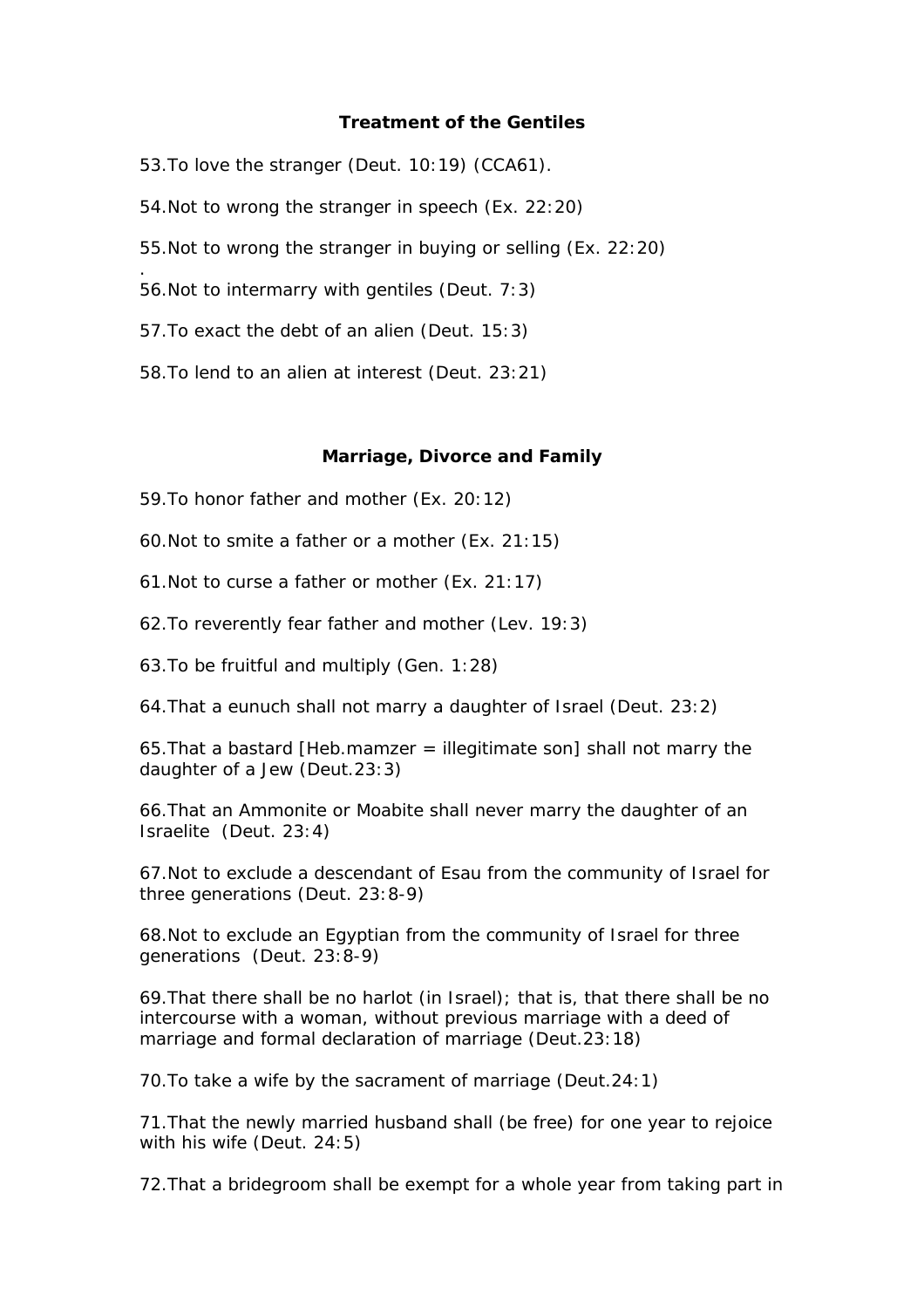**Treatment of the Gentiles**

53.To love the stranger (Deut. 10:19) (CCA61).

54.Not to wrong the stranger in speech (Ex. 22:20)

55.Not to wrong the stranger in buying or selling (Ex. 22:20)
.
56.Not to intermarry with gentiles (Deut. 7:3)

57.To exact the debt of an alien (Deut. 15:3)

58.To lend to an alien at interest (Deut. 23:21)

**Marriage, Divorce and Family**

59.To honor father and mother (Ex. 20:12)

60.Not to smite a father or a mother (Ex. 21:15)

61.Not to curse a father or mother (Ex. 21:17)

62.To reverently fear father and mother (Lev. 19:3)

63.To be fruitful and multiply (Gen. 1:28)

64.That a eunuch shall not marry a daughter of Israel (Deut. 23:2)

65.That a bastard [Heb.mamzer = illegitimate son] shall not marry the daughter of a Jew (Deut.23:3)

66.That an Ammonite or Moabite shall never marry the daughter of an Israelite (Deut. 23:4)

67.Not to exclude a descendant of Esau from the community of Israel for three generations (Deut. 23:8-9)

68.Not to exclude an Egyptian from the community of Israel for three generations (Deut. 23:8-9)

69.That there shall be no harlot (in Israel); that is, that there shall be no intercourse with a woman, without previous marriage with a deed of marriage and formal declaration of marriage (Deut.23:18)

70.To take a wife by the sacrament of marriage (Deut.24:1)

71.That the newly married husband shall (be free) for one year to rejoice with his wife (Deut. 24:5)

72.That a bridegroom shall be exempt for a whole year from taking part in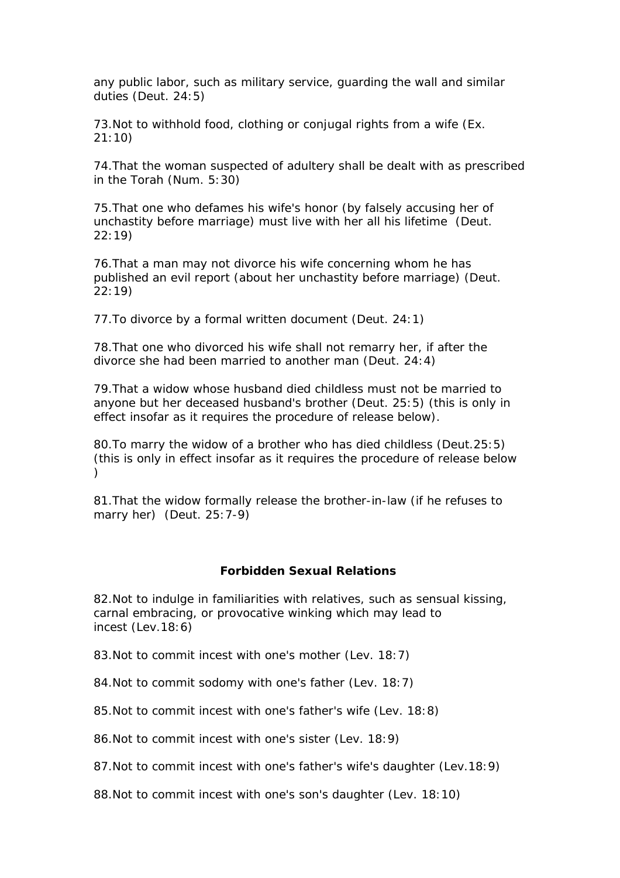any public labor, such as military service, guarding the wall and similar duties (Deut. 24:5)

73.Not to withhold food, clothing or conjugal rights from a wife (Ex. 21:10)

74.That the woman suspected of adultery shall be dealt with as prescribed in the Torah (Num. 5:30)

75.That one who defames his wife's honor (by falsely accusing her of unchastity before marriage) must live with her all his lifetime (Deut. 22:19)

76.That a man may not divorce his wife concerning whom he has published an evil report (about her unchastity before marriage) (Deut. 22:19)

77.To divorce by a formal written document (Deut. 24:1)

78.That one who divorced his wife shall not remarry her, if after the divorce she had been married to another man (Deut. 24:4)

79.That a widow whose husband died childless must not be married to anyone but her deceased husband's brother (Deut. 25:5) (this is only in effect insofar as it requires the procedure of release below).

80.To marry the widow of a brother who has died childless (Deut.25:5) (this is only in effect insofar as it requires the procedure of release below )

81.That the widow formally release the brother-in-law (if he refuses to marry her) (Deut. 25:7-9)

## Forbidden Sexual Relations

82.Not to indulge in familiarities with relatives, such as sensual kissing, carnal embracing, or provocative winking which may lead to incest (Lev.18:6)

83.Not to commit incest with one's mother (Lev. 18:7)

84.Not to commit sodomy with one's father (Lev. 18:7)

85.Not to commit incest with one's father's wife (Lev. 18:8)

86.Not to commit incest with one's sister (Lev. 18:9)

87.Not to commit incest with one's father's wife's daughter (Lev.18:9)

88.Not to commit incest with one's son's daughter (Lev. 18:10)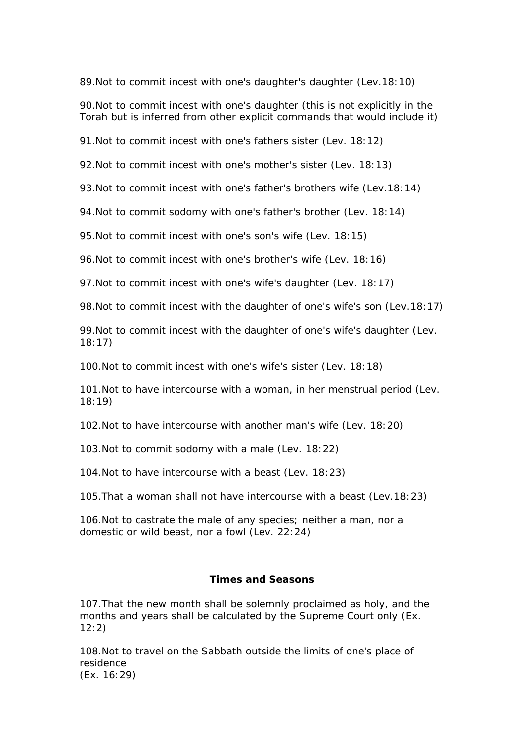89.Not to commit incest with one's daughter's daughter (Lev.18:10)

90.Not to commit incest with one's daughter (this is not explicitly in the Torah but is inferred from other explicit commands that would include it)

91.Not to commit incest with one's fathers sister (Lev. 18:12)

92.Not to commit incest with one's mother's sister (Lev. 18:13)

93.Not to commit incest with one's father's brothers wife (Lev.18:14)

94.Not to commit sodomy with one's father's brother (Lev. 18:14)

95.Not to commit incest with one's son's wife (Lev. 18:15)

96.Not to commit incest with one's brother's wife (Lev. 18:16)

97.Not to commit incest with one's wife's daughter (Lev. 18:17)

98.Not to commit incest with the daughter of one's wife's son (Lev.18:17)

99.Not to commit incest with the daughter of one's wife's daughter (Lev. 18:17)

100.Not to commit incest with one's wife's sister (Lev. 18:18)

101.Not to have intercourse with a woman, in her menstrual period (Lev. 18:19)

102.Not to have intercourse with another man's wife (Lev. 18:20)

103.Not to commit sodomy with a male (Lev. 18:22)

104.Not to have intercourse with a beast (Lev. 18:23)

105.That a woman shall not have intercourse with a beast (Lev.18:23)

106.Not to castrate the male of any species; neither a man, nor a domestic or wild beast, nor a fowl (Lev. 22:24)

**Times and Seasons**

107.That the new month shall be solemnly proclaimed as holy, and the months and years shall be calculated by the Supreme Court only (Ex. 12:2)

108.Not to travel on the Sabbath outside the limits of one's place of residence
(Ex. 16:29)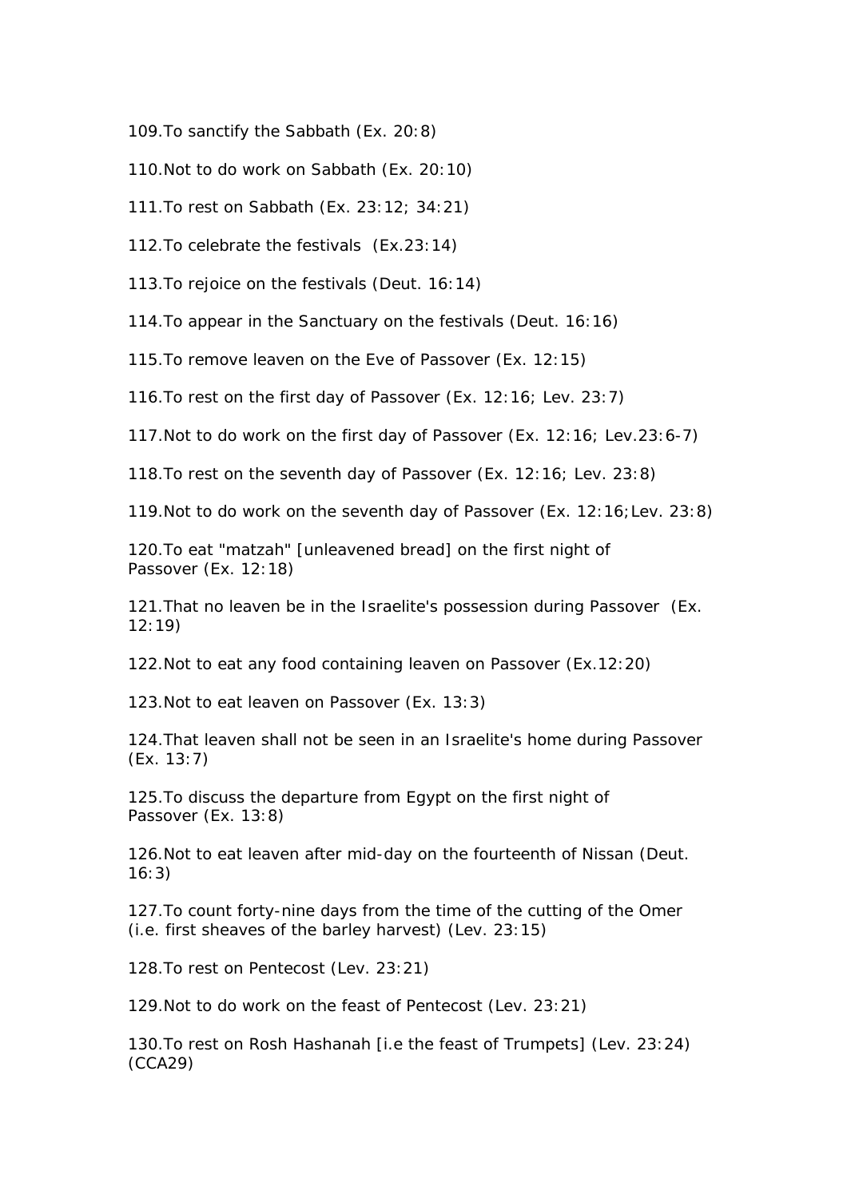109.To sanctify the Sabbath (Ex. 20:8)

110.Not to do work on Sabbath (Ex. 20:10)

111.To rest on Sabbath (Ex. 23:12; 34:21)

112.To celebrate the festivals (Ex.23:14)

113.To rejoice on the festivals (Deut. 16:14)

114.To appear in the Sanctuary on the festivals (Deut. 16:16)

115.To remove leaven on the Eve of Passover (Ex. 12:15)

116.To rest on the first day of Passover (Ex. 12:16; Lev. 23:7)

117.Not to do work on the first day of Passover (Ex. 12:16; Lev.23:6-7)

118.To rest on the seventh day of Passover (Ex. 12:16; Lev. 23:8)

119.Not to do work on the seventh day of Passover (Ex. 12:16;Lev. 23:8)

120.To eat "matzah" [unleavened bread] on the first night of Passover (Ex. 12:18)

121.That no leaven be in the Israelite's possession during Passover (Ex. 12:19)

122.Not to eat any food containing leaven on Passover (Ex.12:20)

123.Not to eat leaven on Passover (Ex. 13:3)

124.That leaven shall not be seen in an Israelite's home during Passover (Ex. 13:7)

125.To discuss the departure from Egypt on the first night of Passover (Ex. 13:8)

126.Not to eat leaven after mid-day on the fourteenth of Nissan (Deut. 16:3)

127.To count forty-nine days from the time of the cutting of the Omer (i.e. first sheaves of the barley harvest) (Lev. 23:15)

128.To rest on Pentecost (Lev. 23:21)

129.Not to do work on the feast of Pentecost (Lev. 23:21)

130.To rest on Rosh Hashanah [i.e the feast of Trumpets] (Lev. 23:24) (CCA29)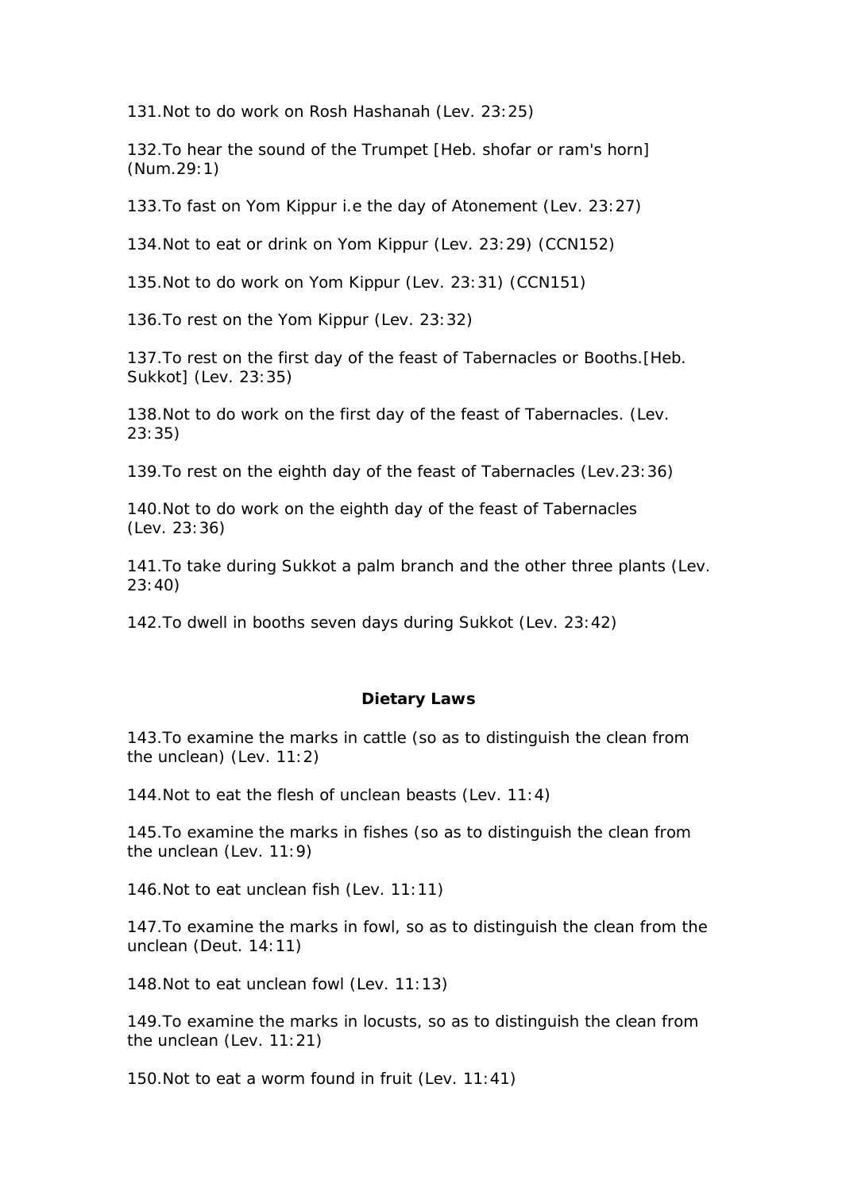131.Not to do work on Rosh Hashanah (Lev. 23:25)

132.To hear the sound of the Trumpet [Heb. shofar or ram's horn] (Num.29:1)

133.To fast on Yom Kippur i.e the day of Atonement (Lev. 23:27)

134.Not to eat or drink on Yom Kippur (Lev. 23:29) (CCN152)

135.Not to do work on Yom Kippur (Lev. 23:31) (CCN151)

136.To rest on the Yom Kippur (Lev. 23:32)

137.To rest on the first day of the feast of Tabernacles or Booths.[Heb. Sukkot] (Lev. 23:35)

138.Not to do work on the first day of the feast of Tabernacles. (Lev. 23:35)

139.To rest on the eighth day of the feast of Tabernacles (Lev.23:36)

140.Not to do work on the eighth day of the feast of Tabernacles (Lev. 23:36)

141.To take during Sukkot a palm branch and the other three plants (Lev. 23:40)

142.To dwell in booths seven days during Sukkot (Lev. 23:42)

**Dietary Laws**

143.To examine the marks in cattle (so as to distinguish the clean from the unclean) (Lev. 11:2)

144.Not to eat the flesh of unclean beasts (Lev. 11:4)

145.To examine the marks in fishes (so as to distinguish the clean from the unclean (Lev. 11:9)

146.Not to eat unclean fish (Lev. 11:11)

147.To examine the marks in fowl, so as to distinguish the clean from the unclean (Deut. 14:11)

148.Not to eat unclean fowl (Lev. 11:13)

149.To examine the marks in locusts, so as to distinguish the clean from the unclean (Lev. 11:21)

150.Not to eat a worm found in fruit (Lev. 11:41)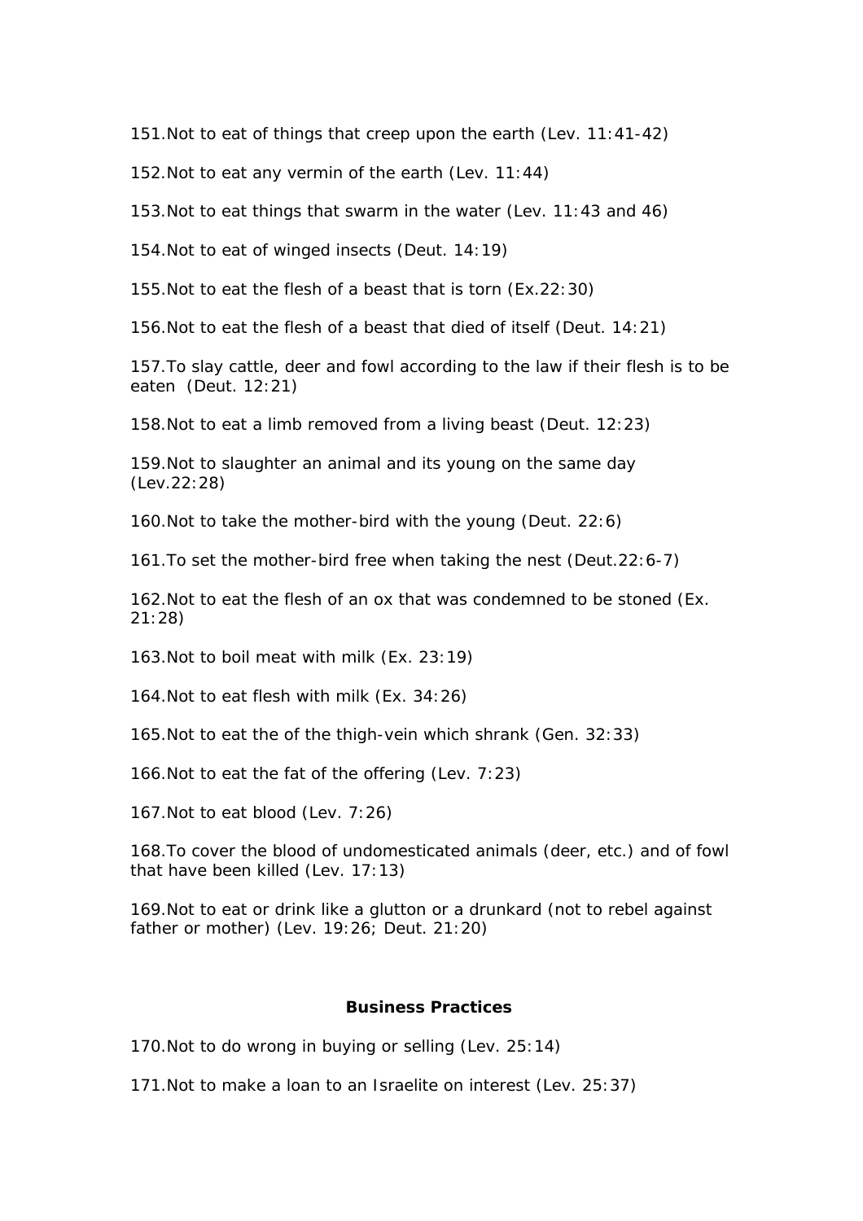151.Not to eat of things that creep upon the earth (Lev. 11:41-42)

152.Not to eat any vermin of the earth (Lev. 11:44)

153.Not to eat things that swarm in the water (Lev. 11:43 and 46)

154.Not to eat of winged insects (Deut. 14:19)

155.Not to eat the flesh of a beast that is torn (Ex.22:30)

156.Not to eat the flesh of a beast that died of itself (Deut. 14:21)

157.To slay cattle, deer and fowl according to the law if their flesh is to be eaten (Deut. 12:21)

158.Not to eat a limb removed from a living beast (Deut. 12:23)

159.Not to slaughter an animal and its young on the same day (Lev.22:28)

160.Not to take the mother-bird with the young (Deut. 22:6)

161.To set the mother-bird free when taking the nest (Deut.22:6-7)

162.Not to eat the flesh of an ox that was condemned to be stoned (Ex. 21:28)

163.Not to boil meat with milk (Ex. 23:19)

164.Not to eat flesh with milk (Ex. 34:26)

165.Not to eat the of the thigh-vein which shrank (Gen. 32:33)

166.Not to eat the fat of the offering (Lev. 7:23)

167.Not to eat blood (Lev. 7:26)

168.To cover the blood of undomesticated animals (deer, etc.) and of fowl that have been killed (Lev. 17:13)

169.Not to eat or drink like a glutton or a drunkard (not to rebel against father or mother) (Lev. 19:26; Deut. 21:20)

## Business Practices

170.Not to do wrong in buying or selling (Lev. 25:14)

171.Not to make a loan to an Israelite on interest (Lev. 25:37)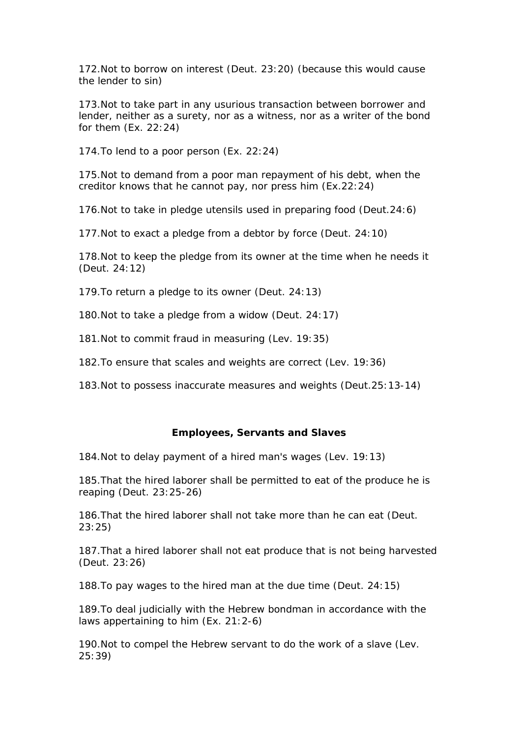172.Not to borrow on interest (Deut. 23:20) (because this would cause the lender to sin)

173.Not to take part in any usurious transaction between borrower and lender, neither as a surety, nor as a witness, nor as a writer of the bond for them (Ex. 22:24)

174.To lend to a poor person (Ex. 22:24)

175.Not to demand from a poor man repayment of his debt, when the creditor knows that he cannot pay, nor press him (Ex.22:24)

176.Not to take in pledge utensils used in preparing food (Deut.24:6)

177.Not to exact a pledge from a debtor by force (Deut. 24:10)

178.Not to keep the pledge from its owner at the time when he needs it (Deut. 24:12)

179.To return a pledge to its owner (Deut. 24:13)

180.Not to take a pledge from a widow (Deut. 24:17)

181.Not to commit fraud in measuring (Lev. 19:35)

182.To ensure that scales and weights are correct (Lev. 19:36)

183.Not to possess inaccurate measures and weights (Deut.25:13-14)

### Employees, Servants and Slaves

184.Not to delay payment of a hired man's wages (Lev. 19:13)

185.That the hired laborer shall be permitted to eat of the produce he is reaping (Deut. 23:25-26)

186.That the hired laborer shall not take more than he can eat (Deut. 23:25)

187.That a hired laborer shall not eat produce that is not being harvested (Deut. 23:26)

188.To pay wages to the hired man at the due time (Deut. 24:15)

189.To deal judicially with the Hebrew bondman in accordance with the laws appertaining to him (Ex. 21:2-6)

190.Not to compel the Hebrew servant to do the work of a slave (Lev. 25:39)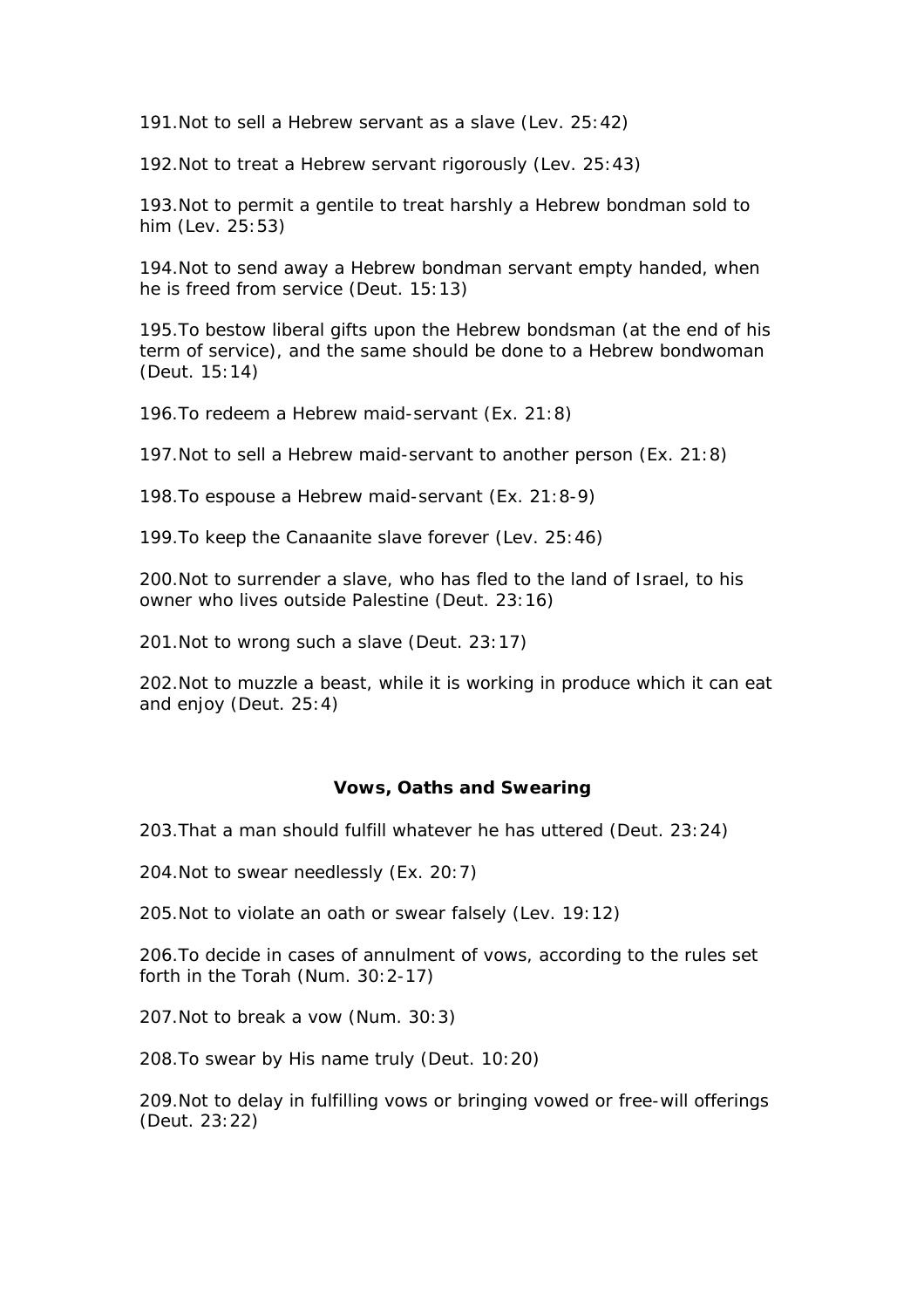191.Not to sell a Hebrew servant as a slave (Lev. 25:42)

192.Not to treat a Hebrew servant rigorously (Lev. 25:43)

193.Not to permit a gentile to treat harshly a Hebrew bondman sold to him (Lev. 25:53)

194.Not to send away a Hebrew bondman servant empty handed, when he is freed from service (Deut. 15:13)

195.To bestow liberal gifts upon the Hebrew bondsman (at the end of his term of service), and the same should be done to a Hebrew bondwoman (Deut. 15:14)

196.To redeem a Hebrew maid-servant (Ex. 21:8)

197.Not to sell a Hebrew maid-servant to another person (Ex. 21:8)

198.To espouse a Hebrew maid-servant (Ex. 21:8-9)

199.To keep the Canaanite slave forever (Lev. 25:46)

200.Not to surrender a slave, who has fled to the land of Israel, to his owner who lives outside Palestine (Deut. 23:16)

201.Not to wrong such a slave (Deut. 23:17)

202.Not to muzzle a beast, while it is working in produce which it can eat and enjoy (Deut. 25:4)

### Vows, Oaths and Swearing

203.That a man should fulfill whatever he has uttered (Deut. 23:24)

204.Not to swear needlessly (Ex. 20:7)

205.Not to violate an oath or swear falsely (Lev. 19:12)

206.To decide in cases of annulment of vows, according to the rules set forth in the Torah (Num. 30:2-17)

207.Not to break a vow (Num. 30:3)

208.To swear by His name truly (Deut. 10:20)

209.Not to delay in fulfilling vows or bringing vowed or free-will offerings (Deut. 23:22)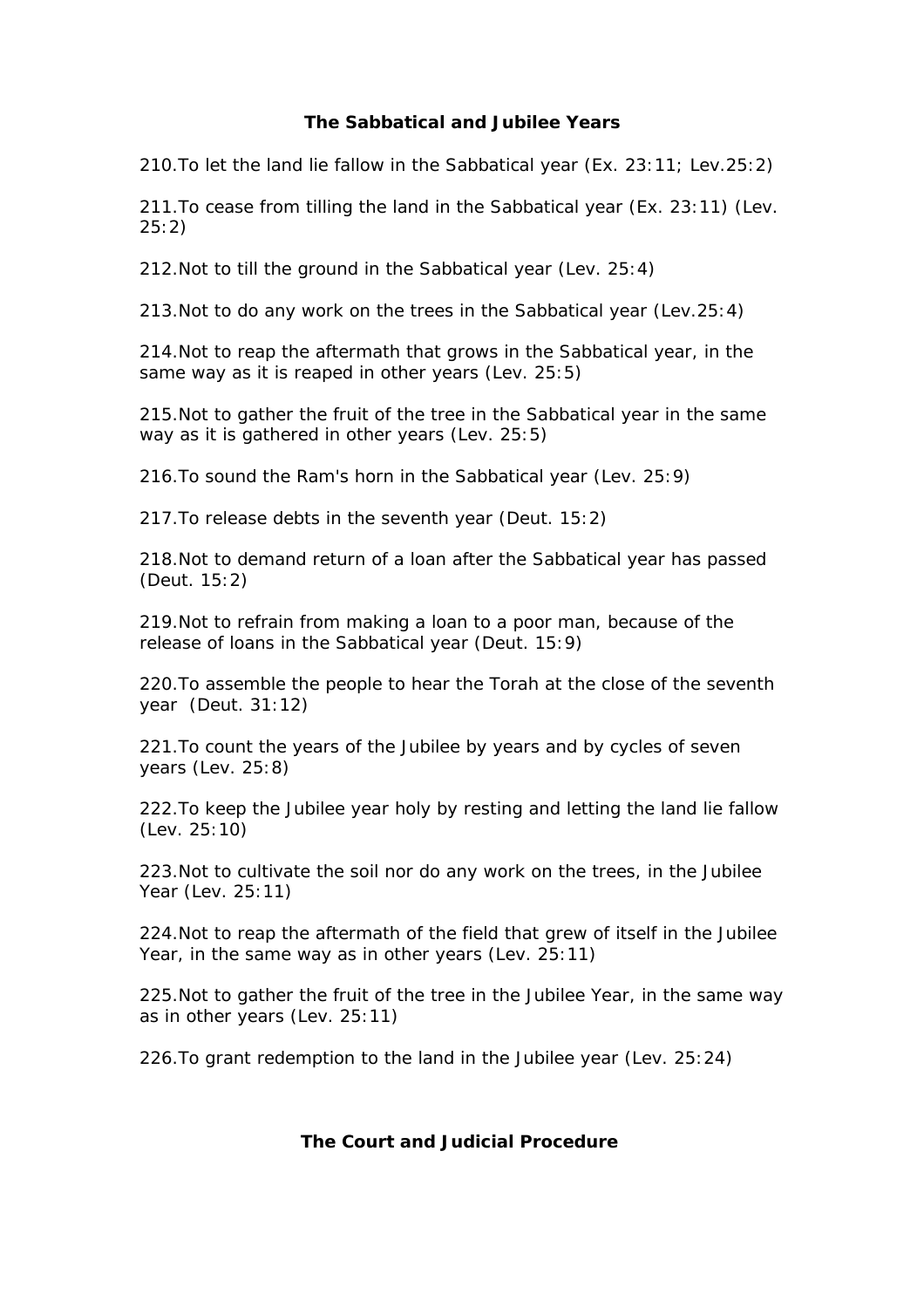## The Sabbatical and Jubilee Years

210.To let the land lie fallow in the Sabbatical year (Ex. 23:11; Lev.25:2)

211.To cease from tilling the land in the Sabbatical year (Ex. 23:11) (Lev. 25:2)

212.Not to till the ground in the Sabbatical year (Lev. 25:4)

213.Not to do any work on the trees in the Sabbatical year (Lev.25:4)

214.Not to reap the aftermath that grows in the Sabbatical year, in the same way as it is reaped in other years (Lev. 25:5)

215.Not to gather the fruit of the tree in the Sabbatical year in the same way as it is gathered in other years (Lev. 25:5)

216.To sound the Ram's horn in the Sabbatical year (Lev. 25:9)

217.To release debts in the seventh year (Deut. 15:2)

218.Not to demand return of a loan after the Sabbatical year has passed (Deut. 15:2)

219.Not to refrain from making a loan to a poor man, because of the release of loans in the Sabbatical year (Deut. 15:9)

220.To assemble the people to hear the Torah at the close of the seventh year (Deut. 31:12)

221.To count the years of the Jubilee by years and by cycles of seven years (Lev. 25:8)

222.To keep the Jubilee year holy by resting and letting the land lie fallow (Lev. 25:10)

223.Not to cultivate the soil nor do any work on the trees, in the Jubilee Year (Lev. 25:11)

224.Not to reap the aftermath of the field that grew of itself in the Jubilee Year, in the same way as in other years (Lev. 25:11)

225.Not to gather the fruit of the tree in the Jubilee Year, in the same way as in other years (Lev. 25:11)

226.To grant redemption to the land in the Jubilee year (Lev. 25:24)

## The Court and Judicial Procedure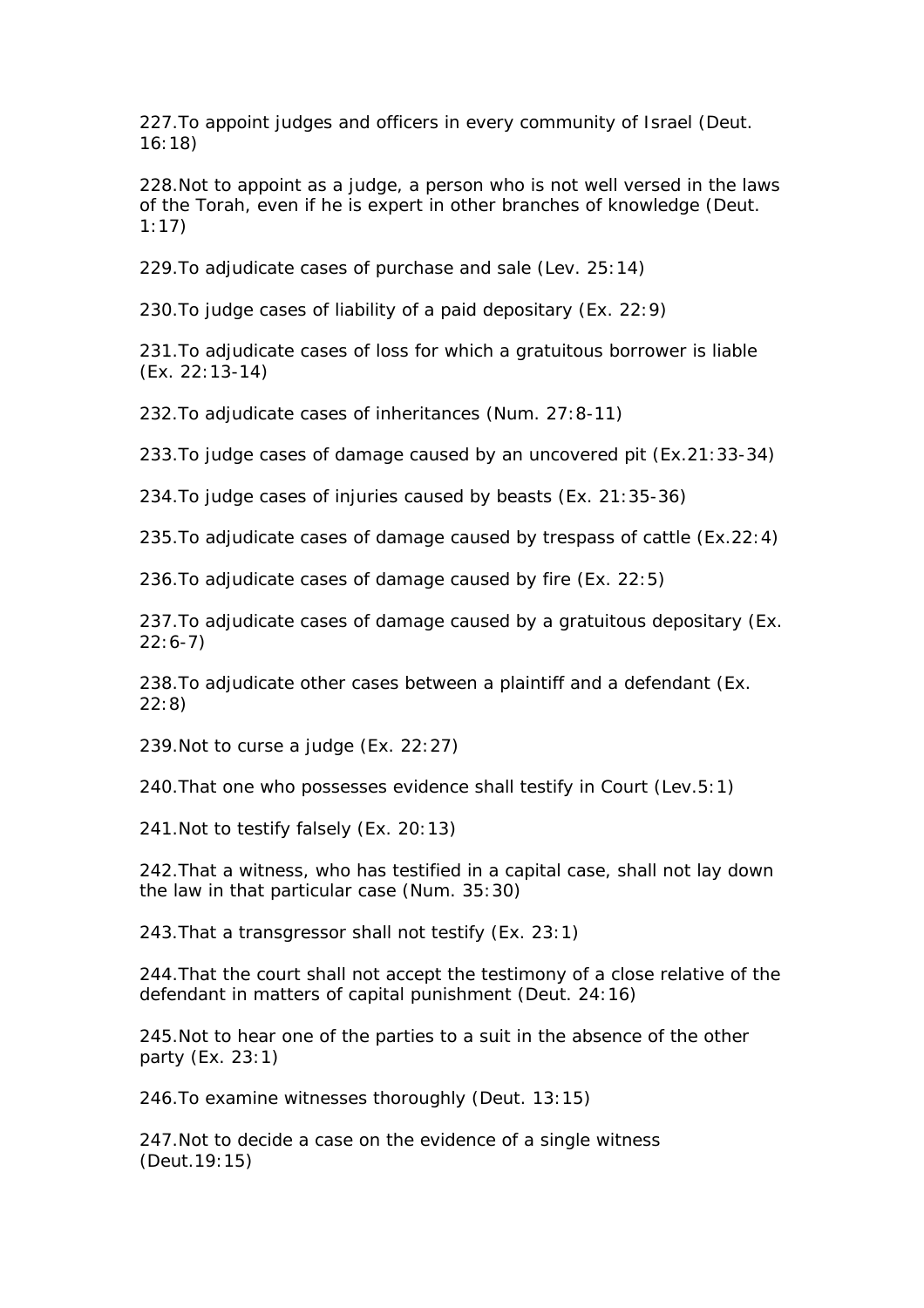227.To appoint judges and officers in every community of Israel (Deut. 16:18)

228.Not to appoint as a judge, a person who is not well versed in the laws of the Torah, even if he is expert in other branches of knowledge (Deut. 1:17)

229.To adjudicate cases of purchase and sale (Lev. 25:14)

230.To judge cases of liability of a paid depositary (Ex. 22:9)

231.To adjudicate cases of loss for which a gratuitous borrower is liable (Ex. 22:13-14)

232.To adjudicate cases of inheritances (Num. 27:8-11)

233.To judge cases of damage caused by an uncovered pit (Ex.21:33-34)

234.To judge cases of injuries caused by beasts (Ex. 21:35-36)

235.To adjudicate cases of damage caused by trespass of cattle (Ex.22:4)

236.To adjudicate cases of damage caused by fire (Ex. 22:5)

237.To adjudicate cases of damage caused by a gratuitous depositary (Ex. 22:6-7)

238.To adjudicate other cases between a plaintiff and a defendant (Ex. 22:8)

239.Not to curse a judge (Ex. 22:27)

240.That one who possesses evidence shall testify in Court (Lev.5:1)

241.Not to testify falsely (Ex. 20:13)

242.That a witness, who has testified in a capital case, shall not lay down the law in that particular case (Num. 35:30)

243.That a transgressor shall not testify (Ex. 23:1)

244.That the court shall not accept the testimony of a close relative of the defendant in matters of capital punishment (Deut. 24:16)

245.Not to hear one of the parties to a suit in the absence of the other party (Ex. 23:1)

246.To examine witnesses thoroughly (Deut. 13:15)

247.Not to decide a case on the evidence of a single witness (Deut.19:15)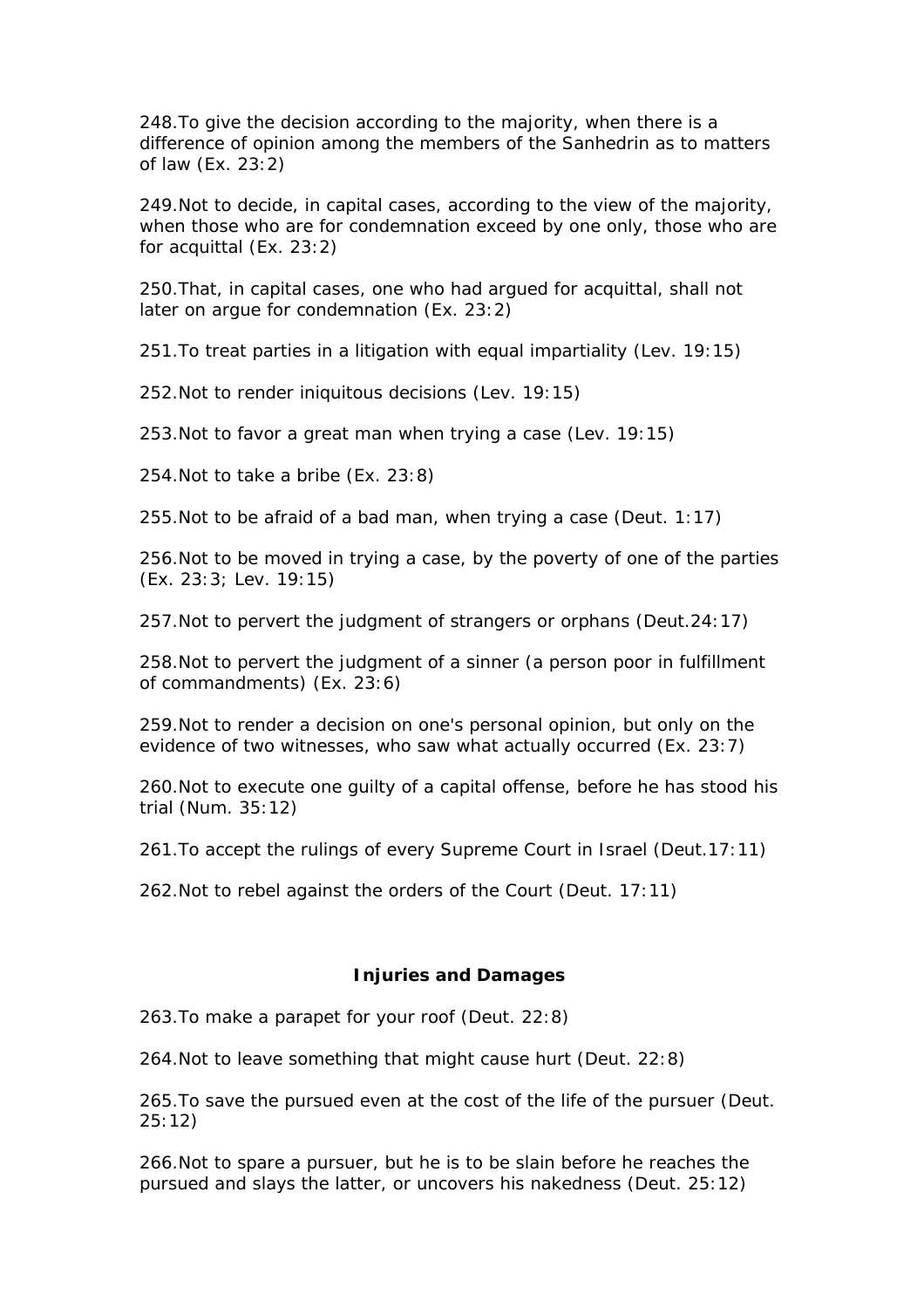248.To give the decision according to the majority, when there is a difference of opinion among the members of the Sanhedrin as to matters of law (Ex. 23:2)

249.Not to decide, in capital cases, according to the view of the majority, when those who are for condemnation exceed by one only, those who are for acquittal (Ex. 23:2)

250.That, in capital cases, one who had argued for acquittal, shall not later on argue for condemnation (Ex. 23:2)

251.To treat parties in a litigation with equal impartiality (Lev. 19:15)

252.Not to render iniquitous decisions (Lev. 19:15)

253.Not to favor a great man when trying a case (Lev. 19:15)

254.Not to take a bribe (Ex. 23:8)

255.Not to be afraid of a bad man, when trying a case (Deut. 1:17)

256.Not to be moved in trying a case, by the poverty of one of the parties (Ex. 23:3; Lev. 19:15)

257.Not to pervert the judgment of strangers or orphans (Deut.24:17)

258.Not to pervert the judgment of a sinner (a person poor in fulfillment of commandments) (Ex. 23:6)

259.Not to render a decision on one's personal opinion, but only on the evidence of two witnesses, who saw what actually occurred (Ex. 23:7)

260.Not to execute one guilty of a capital offense, before he has stood his trial (Num. 35:12)

261.To accept the rulings of every Supreme Court in Israel (Deut.17:11)

262.Not to rebel against the orders of the Court (Deut. 17:11)

### Injuries and Damages

263.To make a parapet for your roof (Deut. 22:8)

264.Not to leave something that might cause hurt (Deut. 22:8)

265.To save the pursued even at the cost of the life of the pursuer (Deut. 25:12)

266.Not to spare a pursuer, but he is to be slain before he reaches the pursued and slays the latter, or uncovers his nakedness (Deut. 25:12)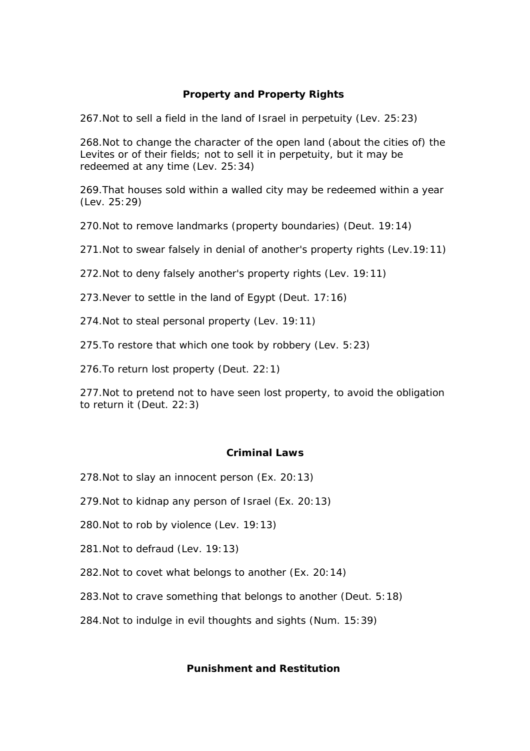### Property and Property Rights

267.Not to sell a field in the land of Israel in perpetuity (Lev. 25:23)

268.Not to change the character of the open land (about the cities of) the Levites or of their fields; not to sell it in perpetuity, but it may be redeemed at any time (Lev. 25:34)

269.That houses sold within a walled city may be redeemed within a year (Lev. 25:29)

270.Not to remove landmarks (property boundaries) (Deut. 19:14)

271.Not to swear falsely in denial of another's property rights (Lev.19:11)

272.Not to deny falsely another's property rights (Lev. 19:11)

273.Never to settle in the land of Egypt (Deut. 17:16)

274.Not to steal personal property (Lev. 19:11)

275.To restore that which one took by robbery (Lev. 5:23)

276.To return lost property (Deut. 22:1)

277.Not to pretend not to have seen lost property, to avoid the obligation to return it (Deut. 22:3)

### Criminal Laws

278.Not to slay an innocent person (Ex. 20:13)

279.Not to kidnap any person of Israel (Ex. 20:13)

280.Not to rob by violence (Lev. 19:13)

281.Not to defraud (Lev. 19:13)

282.Not to covet what belongs to another (Ex. 20:14)

283.Not to crave something that belongs to another (Deut. 5:18)

284.Not to indulge in evil thoughts and sights (Num. 15:39)

### Punishment and Restitution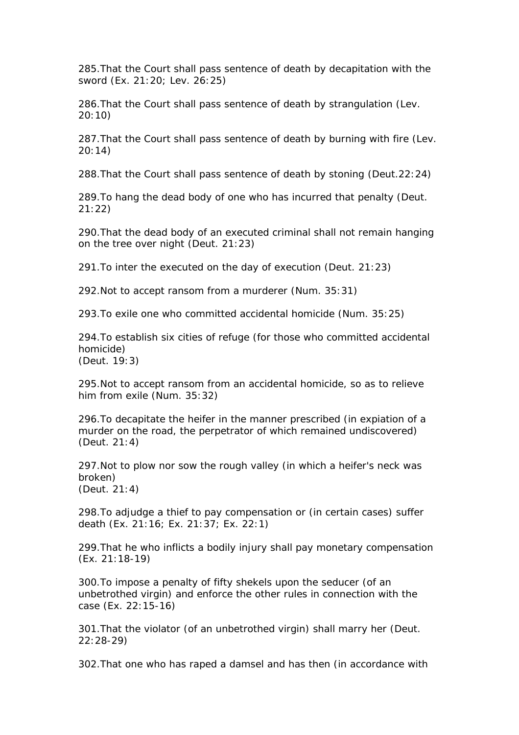285.That the Court shall pass sentence of death by decapitation with the sword (Ex. 21:20; Lev. 26:25)

286.That the Court shall pass sentence of death by strangulation (Lev. 20:10)

287.That the Court shall pass sentence of death by burning with fire (Lev. 20:14)

288.That the Court shall pass sentence of death by stoning (Deut.22:24)

289.To hang the dead body of one who has incurred that penalty (Deut. 21:22)

290.That the dead body of an executed criminal shall not remain hanging on the tree over night (Deut. 21:23)

291.To inter the executed on the day of execution (Deut. 21:23)

292.Not to accept ransom from a murderer (Num. 35:31)

293.To exile one who committed accidental homicide (Num. 35:25)

294.To establish six cities of refuge (for those who committed accidental homicide)
(Deut. 19:3)

295.Not to accept ransom from an accidental homicide, so as to relieve him from exile (Num. 35:32)

296.To decapitate the heifer in the manner prescribed (in expiation of a murder on the road, the perpetrator of which remained undiscovered) (Deut. 21:4)

297.Not to plow nor sow the rough valley (in which a heifer's neck was broken)
(Deut. 21:4)

298.To adjudge a thief to pay compensation or (in certain cases) suffer death (Ex. 21:16; Ex. 21:37; Ex. 22:1)

299.That he who inflicts a bodily injury shall pay monetary compensation (Ex. 21:18-19)

300.To impose a penalty of fifty shekels upon the seducer (of an unbetrothed virgin) and enforce the other rules in connection with the case (Ex. 22:15-16)

301.That the violator (of an unbetrothed virgin) shall marry her (Deut. 22:28-29)

302.That one who has raped a damsel and has then (in accordance with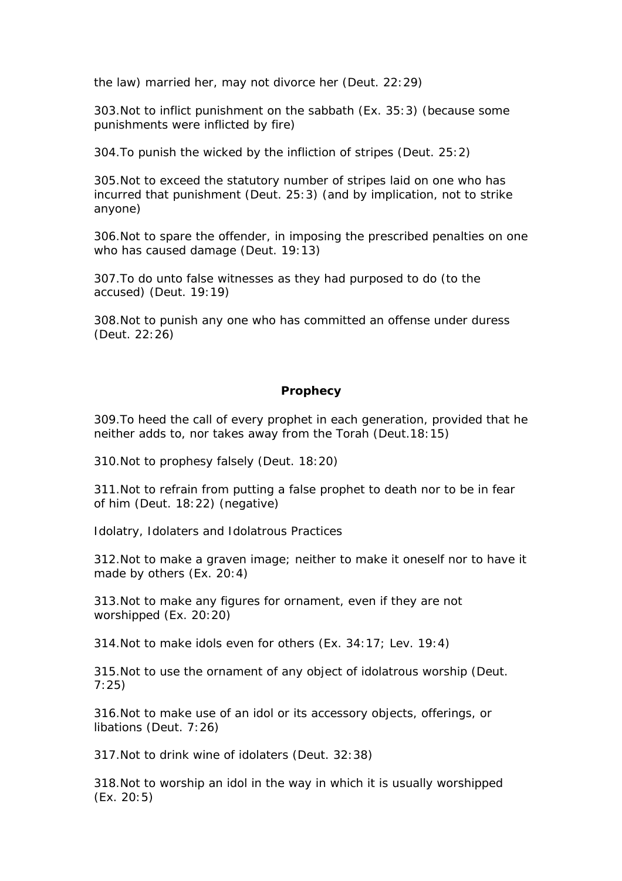the law) married her, may not divorce her (Deut. 22:29)

303.Not to inflict punishment on the sabbath (Ex. 35:3) (because some punishments were inflicted by fire)

304.To punish the wicked by the infliction of stripes (Deut. 25:2)

305.Not to exceed the statutory number of stripes laid on one who has incurred that punishment (Deut. 25:3) (and by implication, not to strike anyone)

306.Not to spare the offender, in imposing the prescribed penalties on one who has caused damage (Deut. 19:13)

307.To do unto false witnesses as they had purposed to do (to the accused) (Deut. 19:19)

308.Not to punish any one who has committed an offense under duress (Deut. 22:26)

## Prophecy

309.To heed the call of every prophet in each generation, provided that he neither adds to, nor takes away from the Torah (Deut.18:15)

310.Not to prophesy falsely (Deut. 18:20)

311.Not to refrain from putting a false prophet to death nor to be in fear of him (Deut. 18:22) (negative)

Idolatry, Idolaters and Idolatrous Practices

312.Not to make a graven image; neither to make it oneself nor to have it made by others (Ex. 20:4)

313.Not to make any figures for ornament, even if they are not worshipped (Ex. 20:20)

314.Not to make idols even for others (Ex. 34:17; Lev. 19:4)

315.Not to use the ornament of any object of idolatrous worship (Deut. 7:25)

316.Not to make use of an idol or its accessory objects, offerings, or libations (Deut. 7:26)

317.Not to drink wine of idolaters (Deut. 32:38)

318.Not to worship an idol in the way in which it is usually worshipped (Ex. 20:5)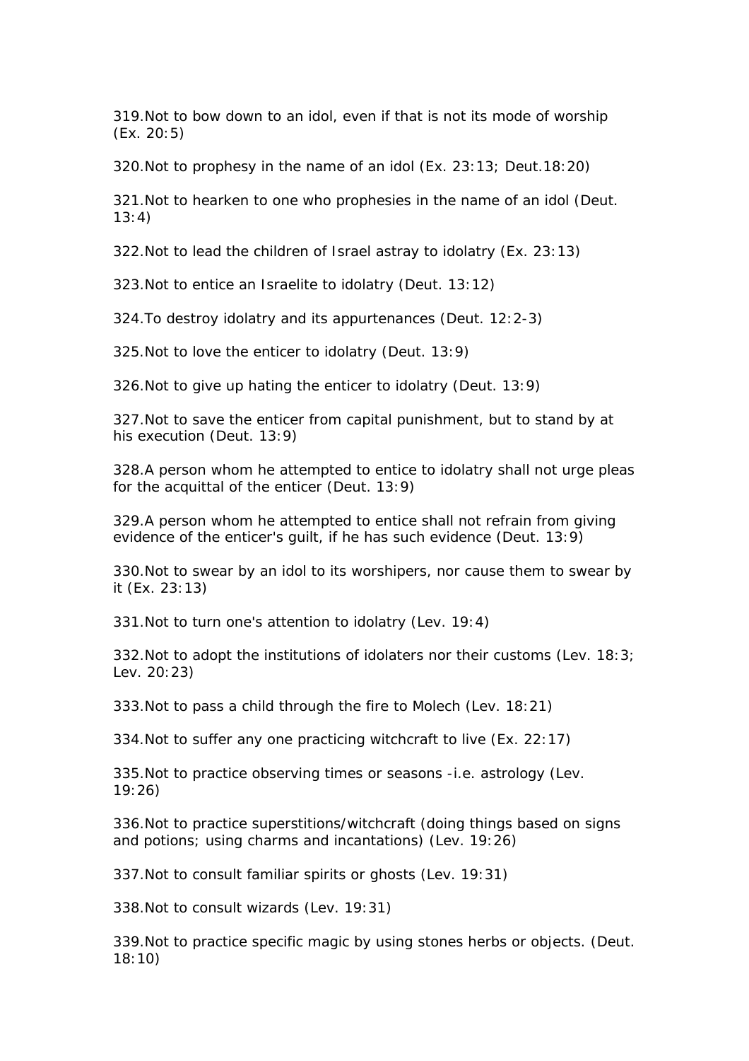319.Not to bow down to an idol, even if that is not its mode of worship (Ex. 20:5)

320.Not to prophesy in the name of an idol (Ex. 23:13; Deut.18:20)

321.Not to hearken to one who prophesies in the name of an idol (Deut. 13:4)

322.Not to lead the children of Israel astray to idolatry (Ex. 23:13)

323.Not to entice an Israelite to idolatry (Deut. 13:12)

324.To destroy idolatry and its appurtenances (Deut. 12:2-3)

325.Not to love the enticer to idolatry (Deut. 13:9)

326.Not to give up hating the enticer to idolatry (Deut. 13:9)

327.Not to save the enticer from capital punishment, but to stand by at his execution (Deut. 13:9)

328.A person whom he attempted to entice to idolatry shall not urge pleas for the acquittal of the enticer (Deut. 13:9)

329.A person whom he attempted to entice shall not refrain from giving evidence of the enticer's guilt, if he has such evidence (Deut. 13:9)

330.Not to swear by an idol to its worshipers, nor cause them to swear by it (Ex. 23:13)

331.Not to turn one's attention to idolatry (Lev. 19:4)

332.Not to adopt the institutions of idolaters nor their customs (Lev. 18:3; Lev. 20:23)

333.Not to pass a child through the fire to Molech (Lev. 18:21)

334.Not to suffer any one practicing witchcraft to live (Ex. 22:17)

335.Not to practice observing times or seasons -i.e. astrology (Lev. 19:26)

336.Not to practice superstitions/witchcraft (doing things based on signs and potions; using charms and incantations) (Lev. 19:26)

337.Not to consult familiar spirits or ghosts (Lev. 19:31)

338.Not to consult wizards (Lev. 19:31)

339.Not to practice specific magic by using stones herbs or objects. (Deut. 18:10)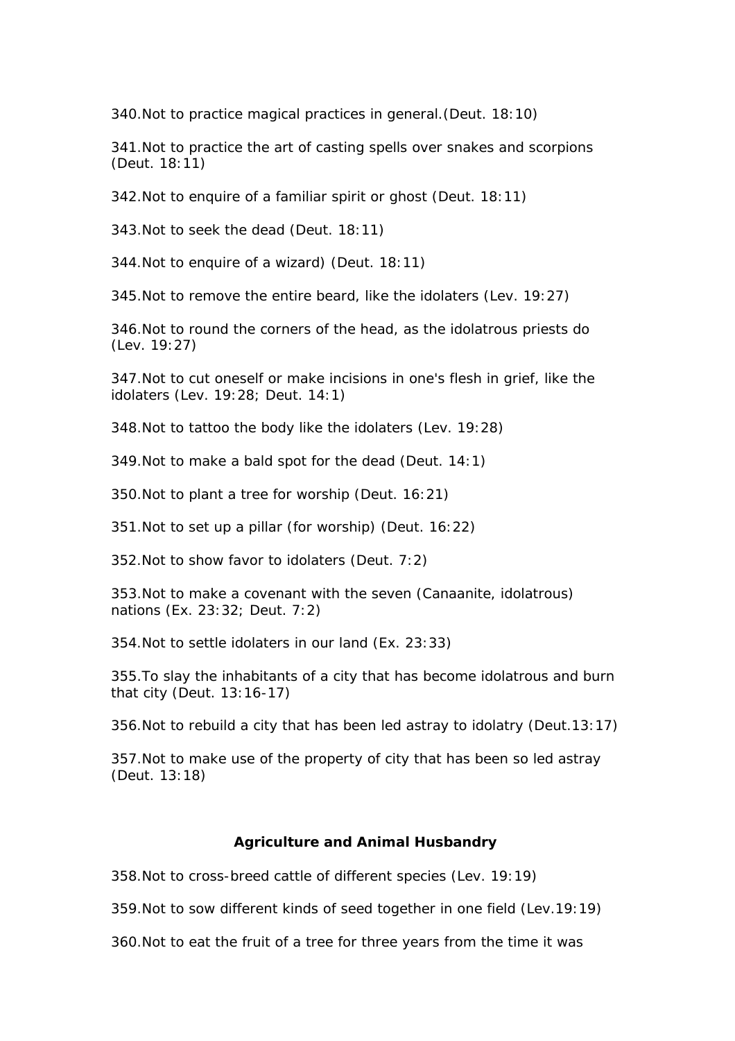340.Not to practice magical practices in general.(Deut. 18:10)

341.Not to practice the art of casting spells over snakes and scorpions (Deut. 18:11)

342.Not to enquire of a familiar spirit or ghost (Deut. 18:11)

343.Not to seek the dead (Deut. 18:11)

344.Not to enquire of a wizard) (Deut. 18:11)

345.Not to remove the entire beard, like the idolaters (Lev. 19:27)

346.Not to round the corners of the head, as the idolatrous priests do (Lev. 19:27)

347.Not to cut oneself or make incisions in one's flesh in grief, like the idolaters (Lev. 19:28; Deut. 14:1)

348.Not to tattoo the body like the idolaters (Lev. 19:28)

349.Not to make a bald spot for the dead (Deut. 14:1)

350.Not to plant a tree for worship (Deut. 16:21)

351.Not to set up a pillar (for worship) (Deut. 16:22)

352.Not to show favor to idolaters (Deut. 7:2)

353.Not to make a covenant with the seven (Canaanite, idolatrous) nations (Ex. 23:32; Deut. 7:2)

354.Not to settle idolaters in our land (Ex. 23:33)

355.To slay the inhabitants of a city that has become idolatrous and burn that city (Deut. 13:16-17)

356.Not to rebuild a city that has been led astray to idolatry (Deut.13:17)

357.Not to make use of the property of city that has been so led astray (Deut. 13:18)

### Agriculture and Animal Husbandry

358.Not to cross-breed cattle of different species (Lev. 19:19)

359.Not to sow different kinds of seed together in one field (Lev.19:19)

360.Not to eat the fruit of a tree for three years from the time it was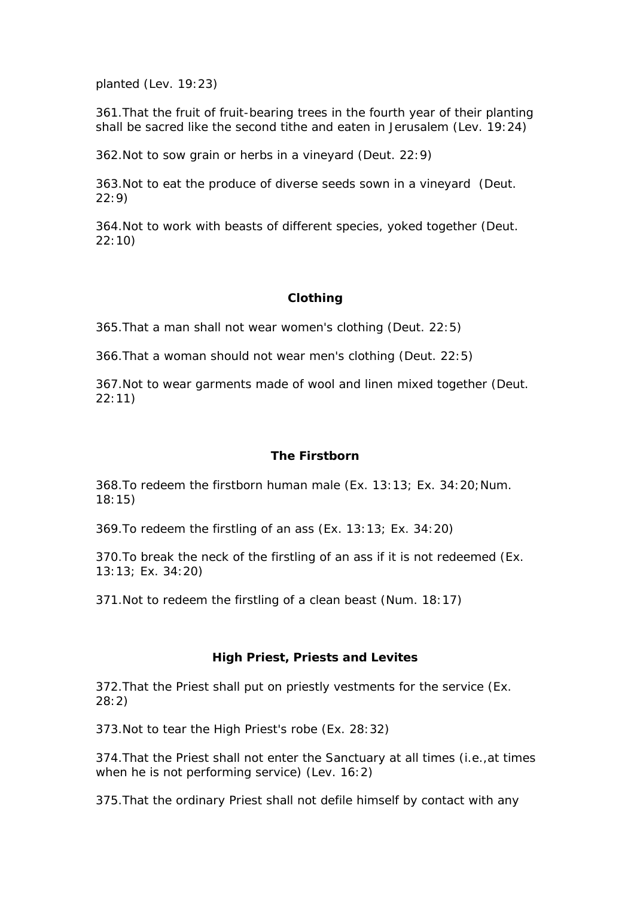planted (Lev. 19:23)

361.That the fruit of fruit-bearing trees in the fourth year of their planting shall be sacred like the second tithe and eaten in Jerusalem (Lev. 19:24)

362.Not to sow grain or herbs in a vineyard (Deut. 22:9)

363.Not to eat the produce of diverse seeds sown in a vineyard (Deut. 22:9)

364.Not to work with beasts of different species, yoked together (Deut. 22:10)

### Clothing

365.That a man shall not wear women's clothing (Deut. 22:5)

366.That a woman should not wear men's clothing (Deut. 22:5)

367.Not to wear garments made of wool and linen mixed together (Deut. 22:11)

### The Firstborn

368.To redeem the firstborn human male (Ex. 13:13; Ex. 34:20; Num. 18:15)

369.To redeem the firstling of an ass (Ex. 13:13; Ex. 34:20)

370.To break the neck of the firstling of an ass if it is not redeemed (Ex. 13:13; Ex. 34:20)

371.Not to redeem the firstling of a clean beast (Num. 18:17)

### High Priest, Priests and Levites

372.That the Priest shall put on priestly vestments for the service (Ex. 28:2)

373.Not to tear the High Priest's robe (Ex. 28:32)

374.That the Priest shall not enter the Sanctuary at all times (i.e.,at times when he is not performing service) (Lev. 16:2)

375.That the ordinary Priest shall not defile himself by contact with any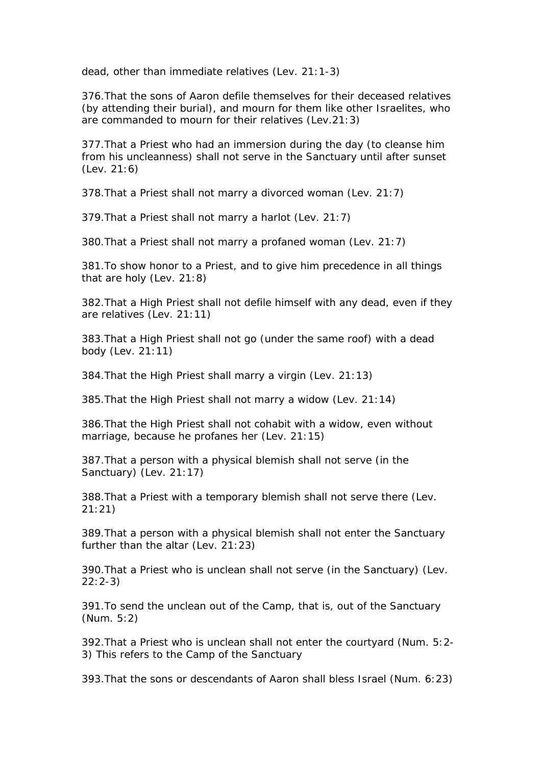dead, other than immediate relatives (Lev. 21:1-3)

376.That the sons of Aaron defile themselves for their deceased relatives (by attending their burial), and mourn for them like other Israelites, who are commanded to mourn for their relatives (Lev.21:3)

377.That a Priest who had an immersion during the day (to cleanse him from his uncleanness) shall not serve in the Sanctuary until after sunset (Lev. 21:6)

378.That a Priest shall not marry a divorced woman (Lev. 21:7)

379.That a Priest shall not marry a harlot (Lev. 21:7)

380.That a Priest shall not marry a profaned woman (Lev. 21:7)

381.To show honor to a Priest, and to give him precedence in all things that are holy (Lev. 21:8)

382.That a High Priest shall not defile himself with any dead, even if they are relatives (Lev. 21:11)

383.That a High Priest shall not go (under the same roof) with a dead body (Lev. 21:11)

384.That the High Priest shall marry a virgin (Lev. 21:13)

385.That the High Priest shall not marry a widow (Lev. 21:14)

386.That the High Priest shall not cohabit with a widow, even without marriage, because he profanes her (Lev. 21:15)

387.That a person with a physical blemish shall not serve (in the Sanctuary) (Lev. 21:17)

388.That a Priest with a temporary blemish shall not serve there (Lev. 21:21)

389.That a person with a physical blemish shall not enter the Sanctuary further than the altar (Lev. 21:23)

390.That a Priest who is unclean shall not serve (in the Sanctuary) (Lev. 22:2-3)

391.To send the unclean out of the Camp, that is, out of the Sanctuary (Num. 5:2)

392.That a Priest who is unclean shall not enter the courtyard (Num. 5:2-3) This refers to the Camp of the Sanctuary

393.That the sons or descendants of Aaron shall bless Israel (Num. 6:23)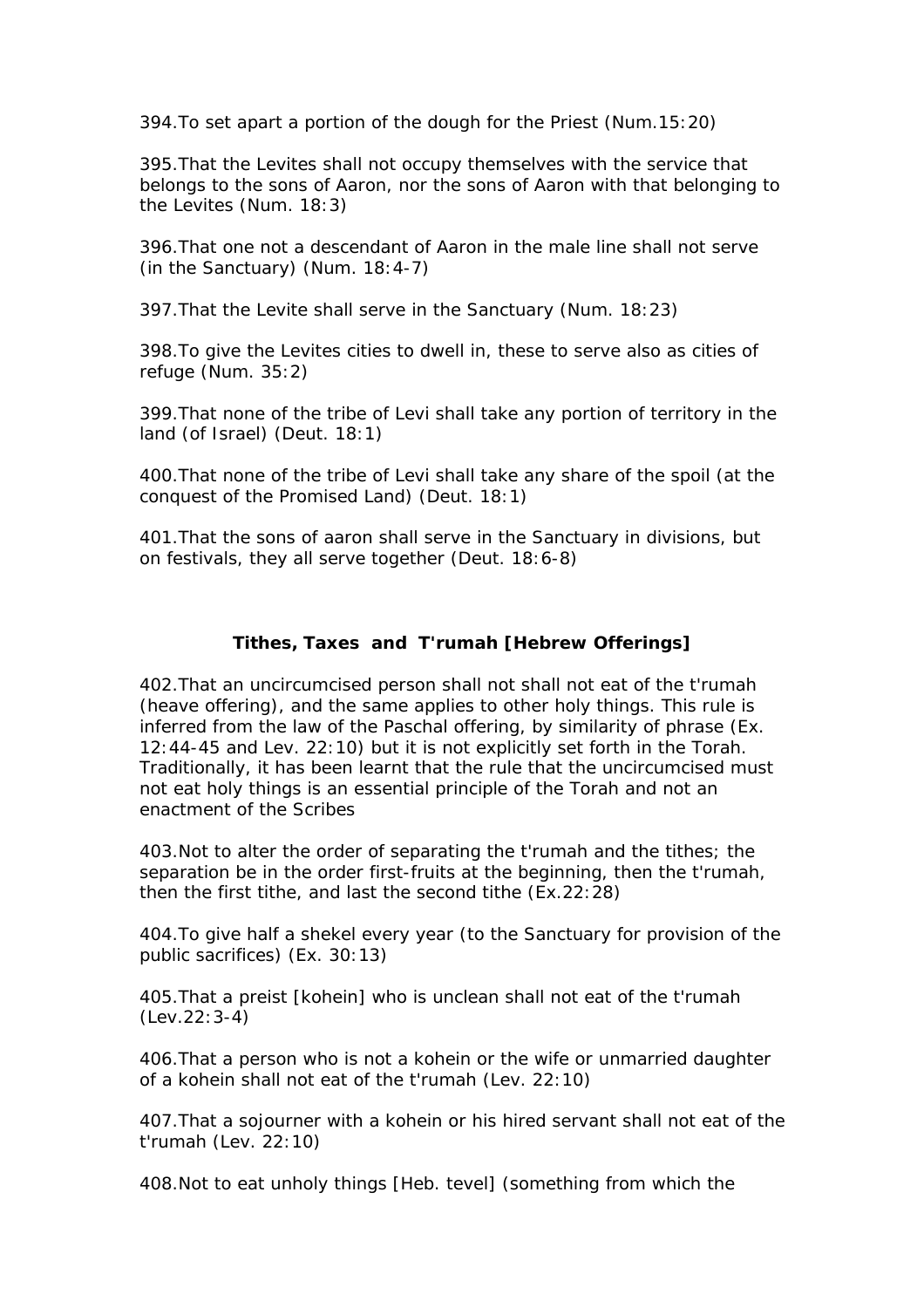394.To set apart a portion of the dough for the Priest (Num.15:20)

395.That the Levites shall not occupy themselves with the service that belongs to the sons of Aaron, nor the sons of Aaron with that belonging to the Levites (Num. 18:3)

396.That one not a descendant of Aaron in the male line shall not serve (in the Sanctuary) (Num. 18:4-7)

397.That the Levite shall serve in the Sanctuary (Num. 18:23)

398.To give the Levites cities to dwell in, these to serve also as cities of refuge (Num. 35:2)

399.That none of the tribe of Levi shall take any portion of territory in the land (of Israel) (Deut. 18:1)

400.That none of the tribe of Levi shall take any share of the spoil (at the conquest of the Promised Land) (Deut. 18:1)

401.That the sons of aaron shall serve in the Sanctuary in divisions, but on festivals, they all serve together (Deut. 18:6-8)

### Tithes, Taxes and T'rumah [Hebrew Offerings]

402.That an uncircumcised person shall not shall not eat of the t'rumah (heave offering), and the same applies to other holy things. This rule is inferred from the law of the Paschal offering, by similarity of phrase (Ex. 12:44-45 and Lev. 22:10) but it is not explicitly set forth in the Torah. Traditionally, it has been learnt that the rule that the uncircumcised must not eat holy things is an essential principle of the Torah and not an enactment of the Scribes

403.Not to alter the order of separating the t'rumah and the tithes; the separation be in the order first-fruits at the beginning, then the t'rumah, then the first tithe, and last the second tithe (Ex.22:28)

404.To give half a shekel every year (to the Sanctuary for provision of the public sacrifices) (Ex. 30:13)

405.That a preist [kohein] who is unclean shall not eat of the t'rumah (Lev.22:3-4)

406.That a person who is not a kohein or the wife or unmarried daughter of a kohein shall not eat of the t'rumah (Lev. 22:10)

407.That a sojourner with a kohein or his hired servant shall not eat of the t'rumah (Lev. 22:10)

408.Not to eat unholy things [Heb. tevel] (something from which the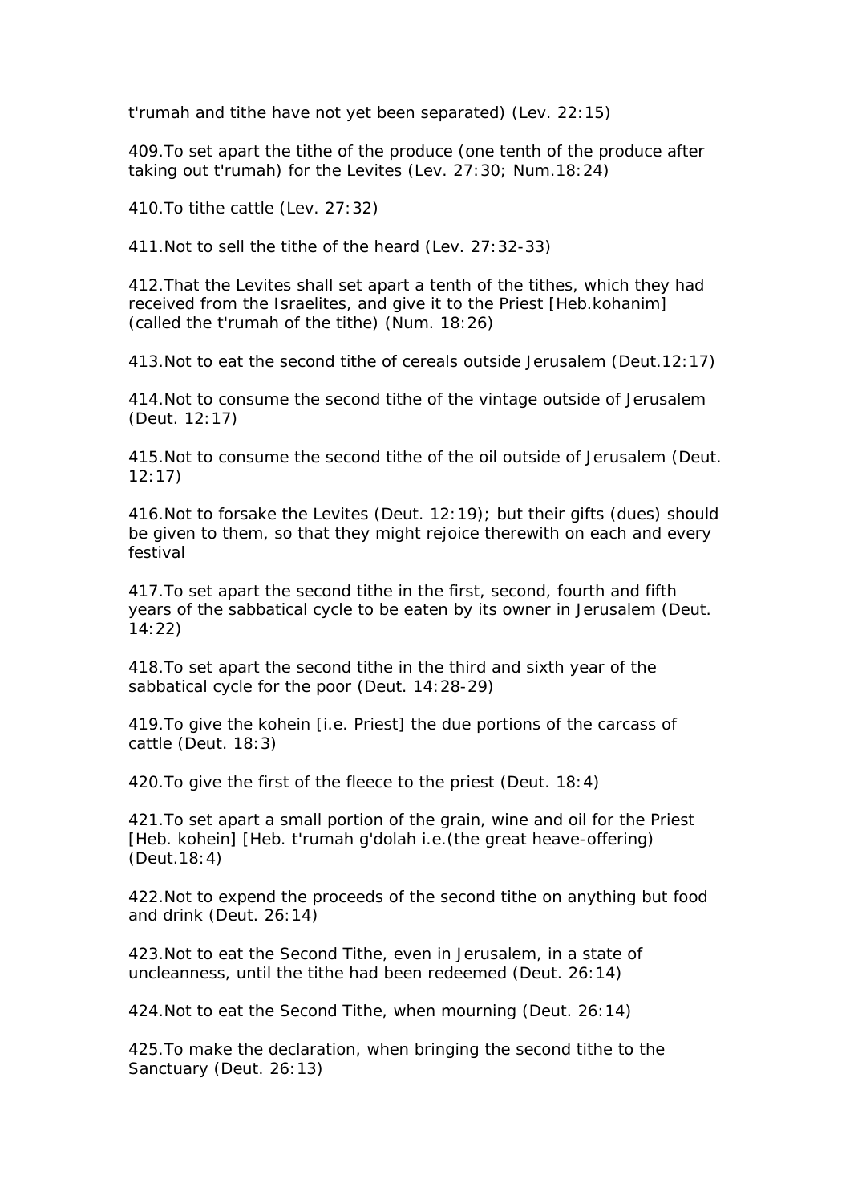t'rumah and tithe have not yet been separated) (Lev. 22:15)

409.To set apart the tithe of the produce (one tenth of the produce after taking out t'rumah) for the Levites (Lev. 27:30; Num.18:24)

410.To tithe cattle (Lev. 27:32)

411.Not to sell the tithe of the heard (Lev. 27:32-33)

412.That the Levites shall set apart a tenth of the tithes, which they had received from the Israelites, and give it to the Priest [Heb.kohanim] (called the t'rumah of the tithe) (Num. 18:26)

413.Not to eat the second tithe of cereals outside Jerusalem (Deut.12:17)

414.Not to consume the second tithe of the vintage outside of Jerusalem (Deut. 12:17)

415.Not to consume the second tithe of the oil outside of Jerusalem (Deut. 12:17)

416.Not to forsake the Levites (Deut. 12:19); but their gifts (dues) should be given to them, so that they might rejoice therewith on each and every festival

417.To set apart the second tithe in the first, second, fourth and fifth years of the sabbatical cycle to be eaten by its owner in Jerusalem (Deut. 14:22)

418.To set apart the second tithe in the third and sixth year of the sabbatical cycle for the poor (Deut. 14:28-29)

419.To give the kohein [i.e. Priest] the due portions of the carcass of cattle (Deut. 18:3)

420.To give the first of the fleece to the priest (Deut. 18:4)

421.To set apart a small portion of the grain, wine and oil for the Priest [Heb. kohein] [Heb. t'rumah g'dolah i.e.(the great heave-offering) (Deut.18:4)

422.Not to expend the proceeds of the second tithe on anything but food and drink (Deut. 26:14)

423.Not to eat the Second Tithe, even in Jerusalem, in a state of uncleanness, until the tithe had been redeemed (Deut. 26:14)

424.Not to eat the Second Tithe, when mourning (Deut. 26:14)

425.To make the declaration, when bringing the second tithe to the Sanctuary (Deut. 26:13)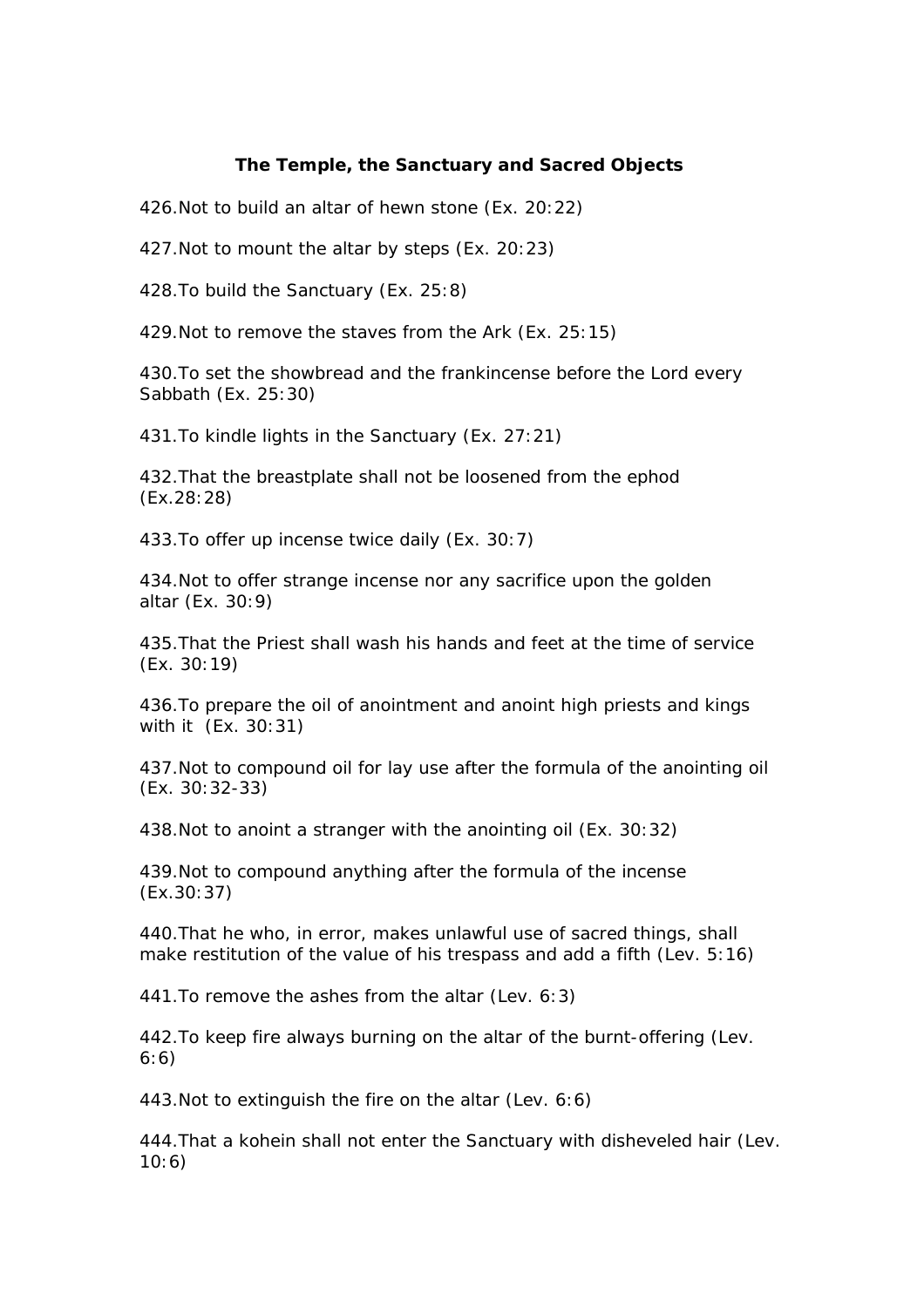### The Temple, the Sanctuary and Sacred Objects

426.Not to build an altar of hewn stone (Ex. 20:22)

427.Not to mount the altar by steps (Ex. 20:23)

428.To build the Sanctuary (Ex. 25:8)

429.Not to remove the staves from the Ark (Ex. 25:15)

430.To set the showbread and the frankincense before the Lord every Sabbath (Ex. 25:30)

431.To kindle lights in the Sanctuary (Ex. 27:21)

432.That the breastplate shall not be loosened from the ephod (Ex.28:28)

433.To offer up incense twice daily (Ex. 30:7)

434.Not to offer strange incense nor any sacrifice upon the golden altar (Ex. 30:9)

435.That the Priest shall wash his hands and feet at the time of service (Ex. 30:19)

436.To prepare the oil of anointment and anoint high priests and kings with it (Ex. 30:31)

437.Not to compound oil for lay use after the formula of the anointing oil (Ex. 30:32-33)

438.Not to anoint a stranger with the anointing oil (Ex. 30:32)

439.Not to compound anything after the formula of the incense (Ex.30:37)

440.That he who, in error, makes unlawful use of sacred things, shall make restitution of the value of his trespass and add a fifth (Lev. 5:16)

441.To remove the ashes from the altar (Lev. 6:3)

442.To keep fire always burning on the altar of the burnt-offering (Lev. 6:6)

443.Not to extinguish the fire on the altar (Lev. 6:6)

444.That a kohein shall not enter the Sanctuary with disheveled hair (Lev. 10:6)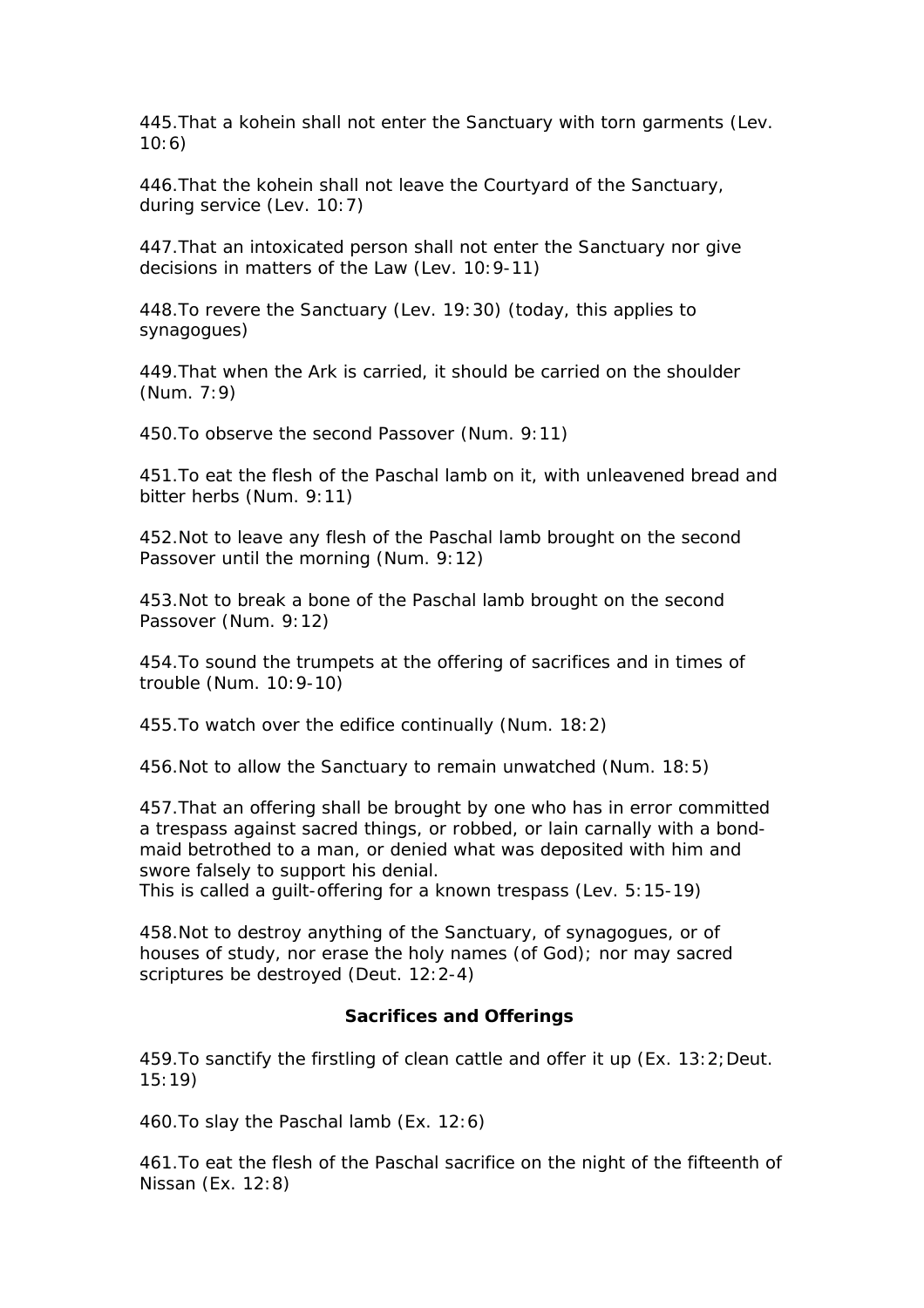445.That a kohein shall not enter the Sanctuary with torn garments (Lev. 10:6)

446.That the kohein shall not leave the Courtyard of the Sanctuary, during service (Lev. 10:7)

447.That an intoxicated person shall not enter the Sanctuary nor give decisions in matters of the Law (Lev. 10:9-11)

448.To revere the Sanctuary (Lev. 19:30) (today, this applies to synagogues)

449.That when the Ark is carried, it should be carried on the shoulder (Num. 7:9)

450.To observe the second Passover (Num. 9:11)

451.To eat the flesh of the Paschal lamb on it, with unleavened bread and bitter herbs (Num. 9:11)

452.Not to leave any flesh of the Paschal lamb brought on the second Passover until the morning (Num. 9:12)

453.Not to break a bone of the Paschal lamb brought on the second Passover (Num. 9:12)

454.To sound the trumpets at the offering of sacrifices and in times of trouble (Num. 10:9-10)

455.To watch over the edifice continually (Num. 18:2)

456.Not to allow the Sanctuary to remain unwatched (Num. 18:5)

457.That an offering shall be brought by one who has in error committed a trespass against sacred things, or robbed, or lain carnally with a bond-maid betrothed to a man, or denied what was deposited with him and swore falsely to support his denial.
This is called a guilt-offering for a known trespass (Lev. 5:15-19)

458.Not to destroy anything of the Sanctuary, of synagogues, or of houses of study, nor erase the holy names (of God); nor may sacred scriptures be destroyed (Deut. 12:2-4)

**Sacrifices and Offerings**

459.To sanctify the firstling of clean cattle and offer it up (Ex. 13:2; Deut. 15:19)

460.To slay the Paschal lamb (Ex. 12:6)

461.To eat the flesh of the Paschal sacrifice on the night of the fifteenth of Nissan (Ex. 12:8)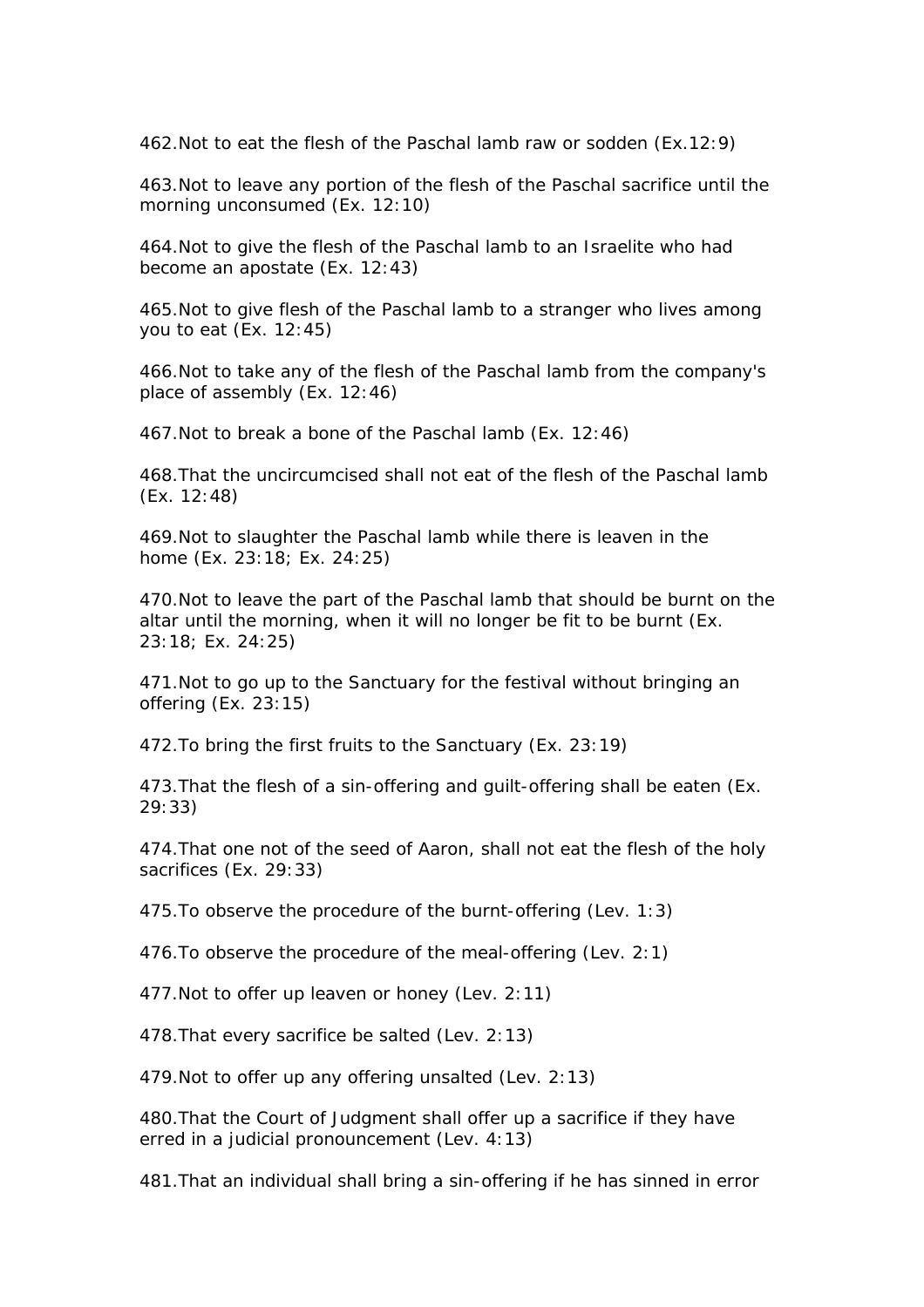462.Not to eat the flesh of the Paschal lamb raw or sodden (Ex.12:9)

463.Not to leave any portion of the flesh of the Paschal sacrifice until the morning unconsumed (Ex. 12:10)

464.Not to give the flesh of the Paschal lamb to an Israelite who had become an apostate (Ex. 12:43)

465.Not to give flesh of the Paschal lamb to a stranger who lives among you to eat (Ex. 12:45)

466.Not to take any of the flesh of the Paschal lamb from the company's place of assembly (Ex. 12:46)

467.Not to break a bone of the Paschal lamb (Ex. 12:46)

468.That the uncircumcised shall not eat of the flesh of the Paschal lamb (Ex. 12:48)

469.Not to slaughter the Paschal lamb while there is leaven in the home (Ex. 23:18; Ex. 24:25)

470.Not to leave the part of the Paschal lamb that should be burnt on the altar until the morning, when it will no longer be fit to be burnt (Ex. 23:18; Ex. 24:25)

471.Not to go up to the Sanctuary for the festival without bringing an offering (Ex. 23:15)

472.To bring the first fruits to the Sanctuary (Ex. 23:19)

473.That the flesh of a sin-offering and guilt-offering shall be eaten (Ex. 29:33)

474.That one not of the seed of Aaron, shall not eat the flesh of the holy sacrifices (Ex. 29:33)

475.To observe the procedure of the burnt-offering (Lev. 1:3)

476.To observe the procedure of the meal-offering (Lev. 2:1)

477.Not to offer up leaven or honey (Lev. 2:11)

478.That every sacrifice be salted (Lev. 2:13)

479.Not to offer up any offering unsalted (Lev. 2:13)

480.That the Court of Judgment shall offer up a sacrifice if they have erred in a judicial pronouncement (Lev. 4:13)

481.That an individual shall bring a sin-offering if he has sinned in error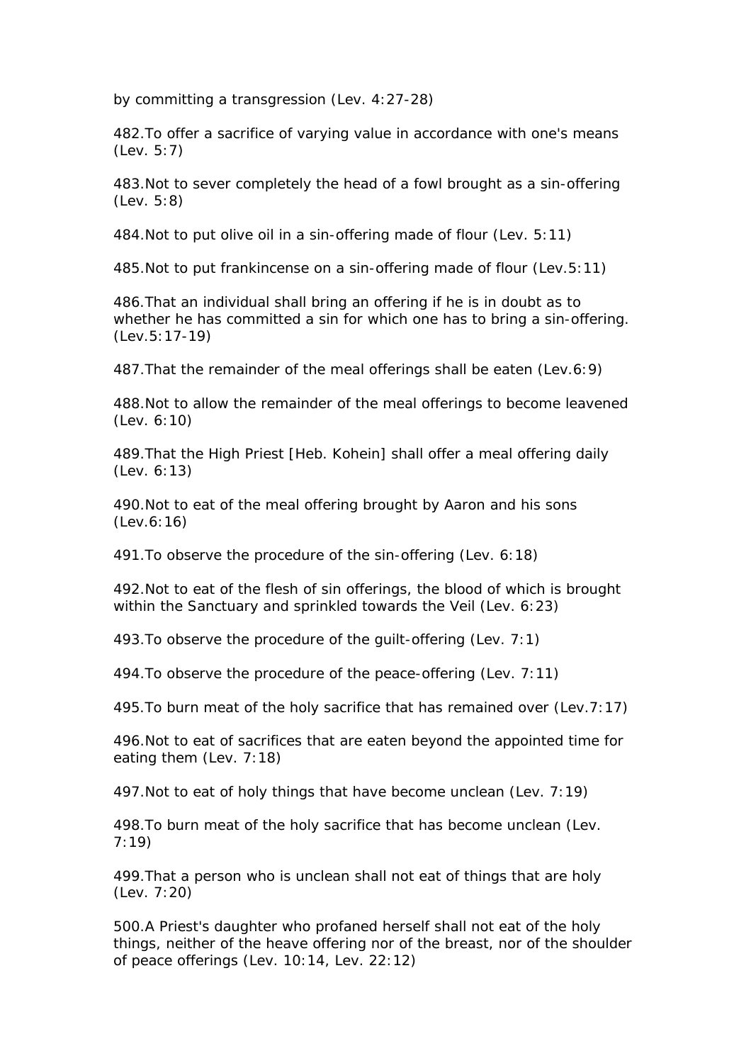by committing a transgression (Lev. 4:27-28)

482.To offer a sacrifice of varying value in accordance with one's means (Lev. 5:7)

483.Not to sever completely the head of a fowl brought as a sin-offering (Lev. 5:8)

484.Not to put olive oil in a sin-offering made of flour (Lev. 5:11)

485.Not to put frankincense on a sin-offering made of flour (Lev.5:11)

486.That an individual shall bring an offering if he is in doubt as to whether he has committed a sin for which one has to bring a sin-offering. (Lev.5:17-19)

487.That the remainder of the meal offerings shall be eaten (Lev.6:9)

488.Not to allow the remainder of the meal offerings to become leavened (Lev. 6:10)

489.That the High Priest [Heb. Kohein] shall offer a meal offering daily (Lev. 6:13)

490.Not to eat of the meal offering brought by Aaron and his sons (Lev.6:16)

491.To observe the procedure of the sin-offering (Lev. 6:18)

492.Not to eat of the flesh of sin offerings, the blood of which is brought within the Sanctuary and sprinkled towards the Veil (Lev. 6:23)

493.To observe the procedure of the guilt-offering (Lev. 7:1)

494.To observe the procedure of the peace-offering (Lev. 7:11)

495.To burn meat of the holy sacrifice that has remained over (Lev.7:17)

496.Not to eat of sacrifices that are eaten beyond the appointed time for eating them (Lev. 7:18)

497.Not to eat of holy things that have become unclean (Lev. 7:19)

498.To burn meat of the holy sacrifice that has become unclean (Lev. 7:19)

499.That a person who is unclean shall not eat of things that are holy (Lev. 7:20)

500.A Priest's daughter who profaned herself shall not eat of the holy things, neither of the heave offering nor of the breast, nor of the shoulder of peace offerings (Lev. 10:14, Lev. 22:12)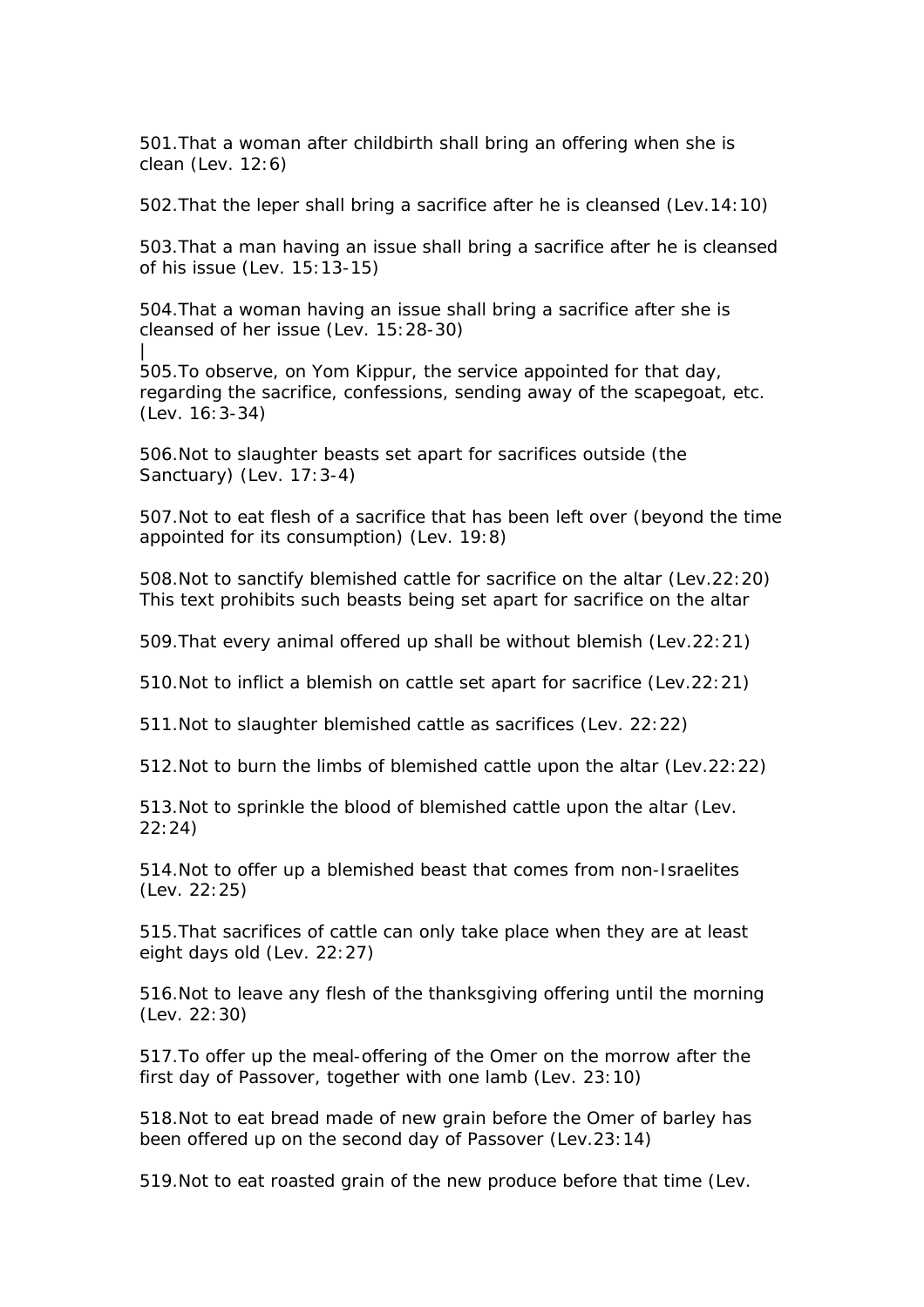501.That a woman after childbirth shall bring an offering when she is clean (Lev. 12:6)

502.That the leper shall bring a sacrifice after he is cleansed (Lev.14:10)

503.That a man having an issue shall bring a sacrifice after he is cleansed of his issue (Lev. 15:13-15)

504.That a woman having an issue shall bring a sacrifice after she is cleansed of her issue (Lev. 15:28-30)
|
505.To observe, on Yom Kippur, the service appointed for that day, regarding the sacrifice, confessions, sending away of the scapegoat, etc. (Lev. 16:3-34)

506.Not to slaughter beasts set apart for sacrifices outside (the Sanctuary) (Lev. 17:3-4)

507.Not to eat flesh of a sacrifice that has been left over (beyond the time appointed for its consumption) (Lev. 19:8)

508.Not to sanctify blemished cattle for sacrifice on the altar (Lev.22:20) This text prohibits such beasts being set apart for sacrifice on the altar

509.That every animal offered up shall be without blemish (Lev.22:21)

510.Not to inflict a blemish on cattle set apart for sacrifice (Lev.22:21)

511.Not to slaughter blemished cattle as sacrifices (Lev. 22:22)

512.Not to burn the limbs of blemished cattle upon the altar (Lev.22:22)

513.Not to sprinkle the blood of blemished cattle upon the altar (Lev. 22:24)

514.Not to offer up a blemished beast that comes from non-Israelites (Lev. 22:25)

515.That sacrifices of cattle can only take place when they are at least eight days old (Lev. 22:27)

516.Not to leave any flesh of the thanksgiving offering until the morning (Lev. 22:30)

517.To offer up the meal-offering of the Omer on the morrow after the first day of Passover, together with one lamb (Lev. 23:10)

518.Not to eat bread made of new grain before the Omer of barley has been offered up on the second day of Passover (Lev.23:14)

519.Not to eat roasted grain of the new produce before that time (Lev.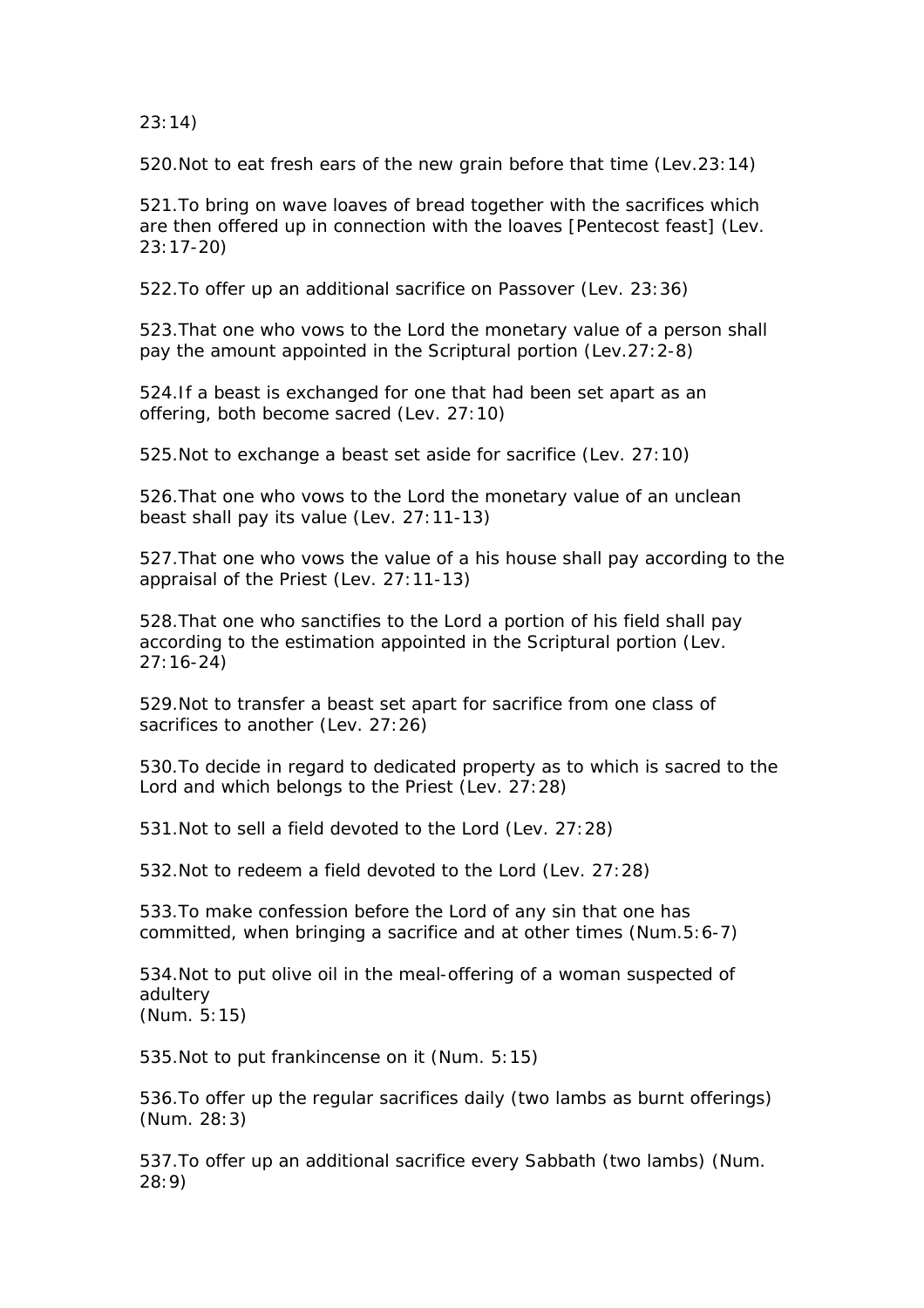23:14)

520.Not to eat fresh ears of the new grain before that time (Lev.23:14)

521.To bring on wave loaves of bread together with the sacrifices which are then offered up in connection with the loaves [Pentecost feast] (Lev. 23:17-20)

522.To offer up an additional sacrifice on Passover (Lev. 23:36)

523.That one who vows to the Lord the monetary value of a person shall pay the amount appointed in the Scriptural portion (Lev.27:2-8)

524.If a beast is exchanged for one that had been set apart as an offering, both become sacred (Lev. 27:10)

525.Not to exchange a beast set aside for sacrifice (Lev. 27:10)

526.That one who vows to the Lord the monetary value of an unclean beast shall pay its value (Lev. 27:11-13)

527.That one who vows the value of a his house shall pay according to the appraisal of the Priest (Lev. 27:11-13)

528.That one who sanctifies to the Lord a portion of his field shall pay according to the estimation appointed in the Scriptural portion (Lev. 27:16-24)

529.Not to transfer a beast set apart for sacrifice from one class of sacrifices to another (Lev. 27:26)

530.To decide in regard to dedicated property as to which is sacred to the Lord and which belongs to the Priest (Lev. 27:28)

531.Not to sell a field devoted to the Lord (Lev. 27:28)

532.Not to redeem a field devoted to the Lord (Lev. 27:28)

533.To make confession before the Lord of any sin that one has committed, when bringing a sacrifice and at other times (Num.5:6-7)

534.Not to put olive oil in the meal-offering of a woman suspected of adultery
(Num. 5:15)

535.Not to put frankincense on it (Num. 5:15)

536.To offer up the regular sacrifices daily (two lambs as burnt offerings) (Num. 28:3)

537.To offer up an additional sacrifice every Sabbath (two lambs) (Num. 28:9)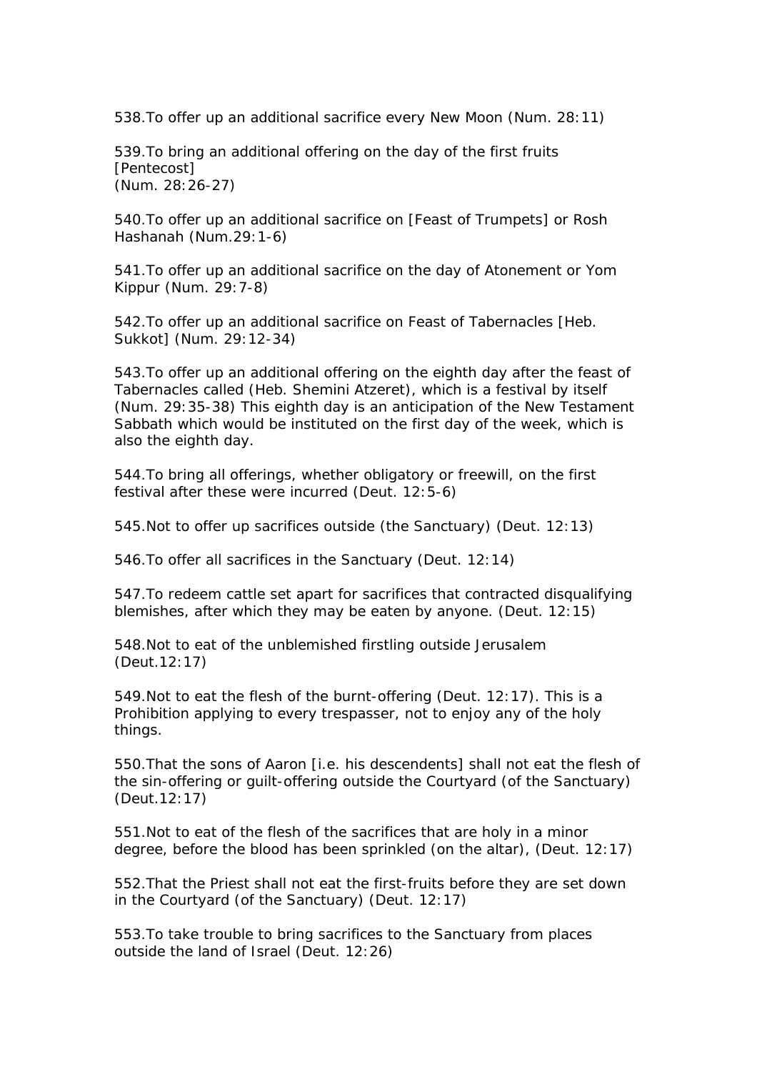538.To offer up an additional sacrifice every New Moon (Num. 28:11)

539.To bring an additional offering on the day of the first fruits [Pentecost]
(Num. 28:26-27)

540.To offer up an additional sacrifice on [Feast of Trumpets] or Rosh Hashanah (Num.29:1-6)

541.To offer up an additional sacrifice on the day of Atonement or Yom Kippur (Num. 29:7-8)

542.To offer up an additional sacrifice on Feast of Tabernacles [Heb. Sukkot] (Num. 29:12-34)

543.To offer up an additional offering on the eighth day after the feast of Tabernacles called (Heb. Shemini Atzeret), which is a festival by itself (Num. 29:35-38) This eighth day is an anticipation of the New Testament Sabbath which would be instituted on the first day of the week, which is also the eighth day.

544.To bring all offerings, whether obligatory or freewill, on the first festival after these were incurred (Deut. 12:5-6)

545.Not to offer up sacrifices outside (the Sanctuary) (Deut. 12:13)

546.To offer all sacrifices in the Sanctuary (Deut. 12:14)

547.To redeem cattle set apart for sacrifices that contracted disqualifying blemishes, after which they may be eaten by anyone. (Deut. 12:15)

548.Not to eat of the unblemished firstling outside Jerusalem (Deut.12:17)

549.Not to eat the flesh of the burnt-offering (Deut. 12:17). This is a Prohibition applying to every trespasser, not to enjoy any of the holy things.

550.That the sons of Aaron [i.e. his descendents] shall not eat the flesh of the sin-offering or guilt-offering outside the Courtyard (of the Sanctuary) (Deut.12:17)

551.Not to eat of the flesh of the sacrifices that are holy in a minor degree, before the blood has been sprinkled (on the altar), (Deut. 12:17)

552.That the Priest shall not eat the first-fruits before they are set down in the Courtyard (of the Sanctuary) (Deut. 12:17)

553.To take trouble to bring sacrifices to the Sanctuary from places outside the land of Israel (Deut. 12:26)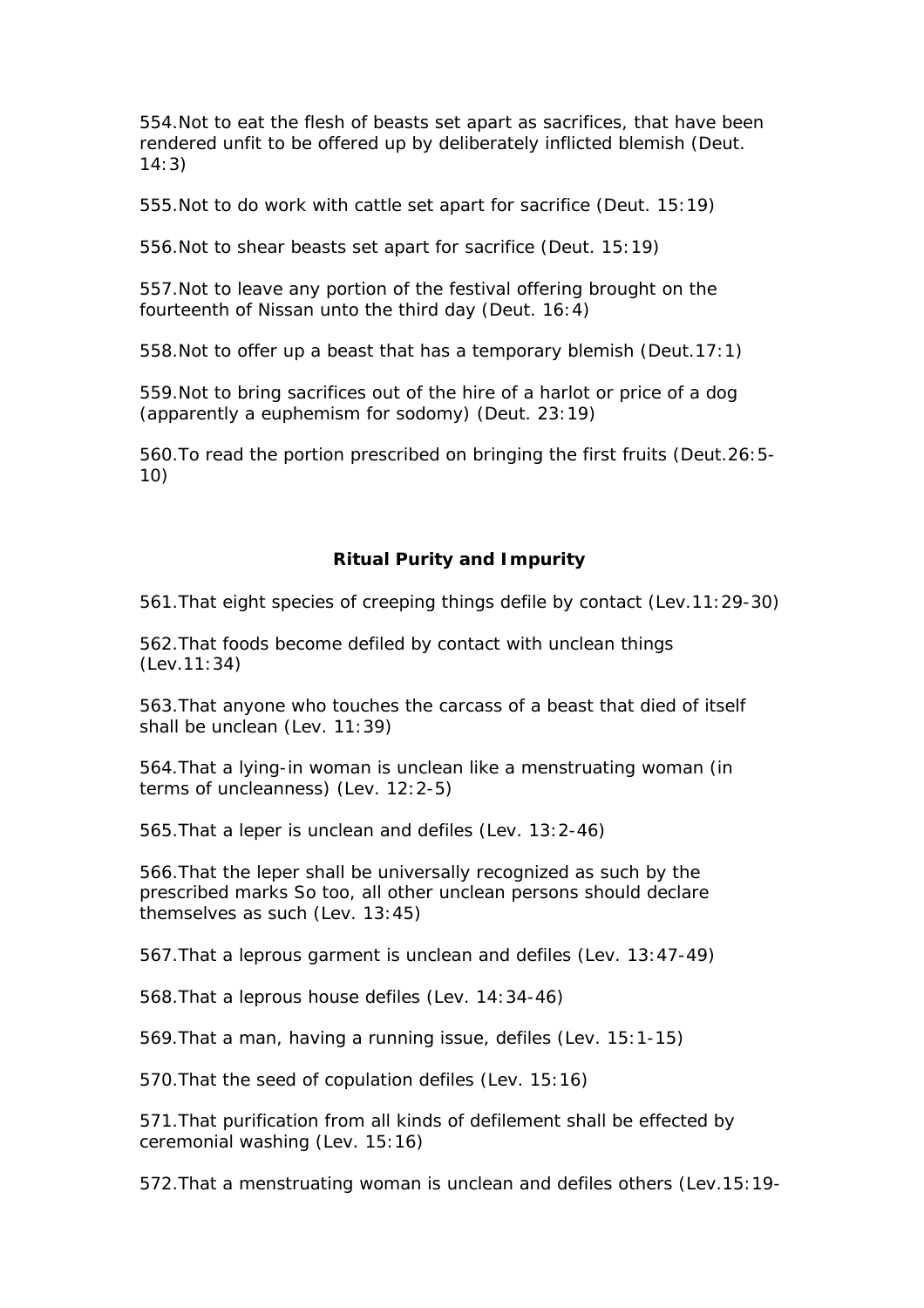554.Not to eat the flesh of beasts set apart as sacrifices, that have been rendered unfit to be offered up by deliberately inflicted blemish (Deut. 14:3)

555.Not to do work with cattle set apart for sacrifice (Deut. 15:19)

556.Not to shear beasts set apart for sacrifice (Deut. 15:19)

557.Not to leave any portion of the festival offering brought on the fourteenth of Nissan unto the third day (Deut. 16:4)

558.Not to offer up a beast that has a temporary blemish (Deut.17:1)

559.Not to bring sacrifices out of the hire of a harlot or price of a dog (apparently a euphemism for sodomy) (Deut. 23:19)

560.To read the portion prescribed on bringing the first fruits (Deut.26:5-10)

**Ritual Purity and Impurity**

561.That eight species of creeping things defile by contact (Lev.11:29-30)

562.That foods become defiled by contact with unclean things (Lev.11:34)

563.That anyone who touches the carcass of a beast that died of itself shall be unclean (Lev. 11:39)

564.That a lying-in woman is unclean like a menstruating woman (in terms of uncleanness) (Lev. 12:2-5)

565.That a leper is unclean and defiles (Lev. 13:2-46)

566.That the leper shall be universally recognized as such by the prescribed marks So too, all other unclean persons should declare themselves as such (Lev. 13:45)

567.That a leprous garment is unclean and defiles (Lev. 13:47-49)

568.That a leprous house defiles (Lev. 14:34-46)

569.That a man, having a running issue, defiles (Lev. 15:1-15)

570.That the seed of copulation defiles (Lev. 15:16)

571.That purification from all kinds of defilement shall be effected by ceremonial washing (Lev. 15:16)

572.That a menstruating woman is unclean and defiles others (Lev.15:19-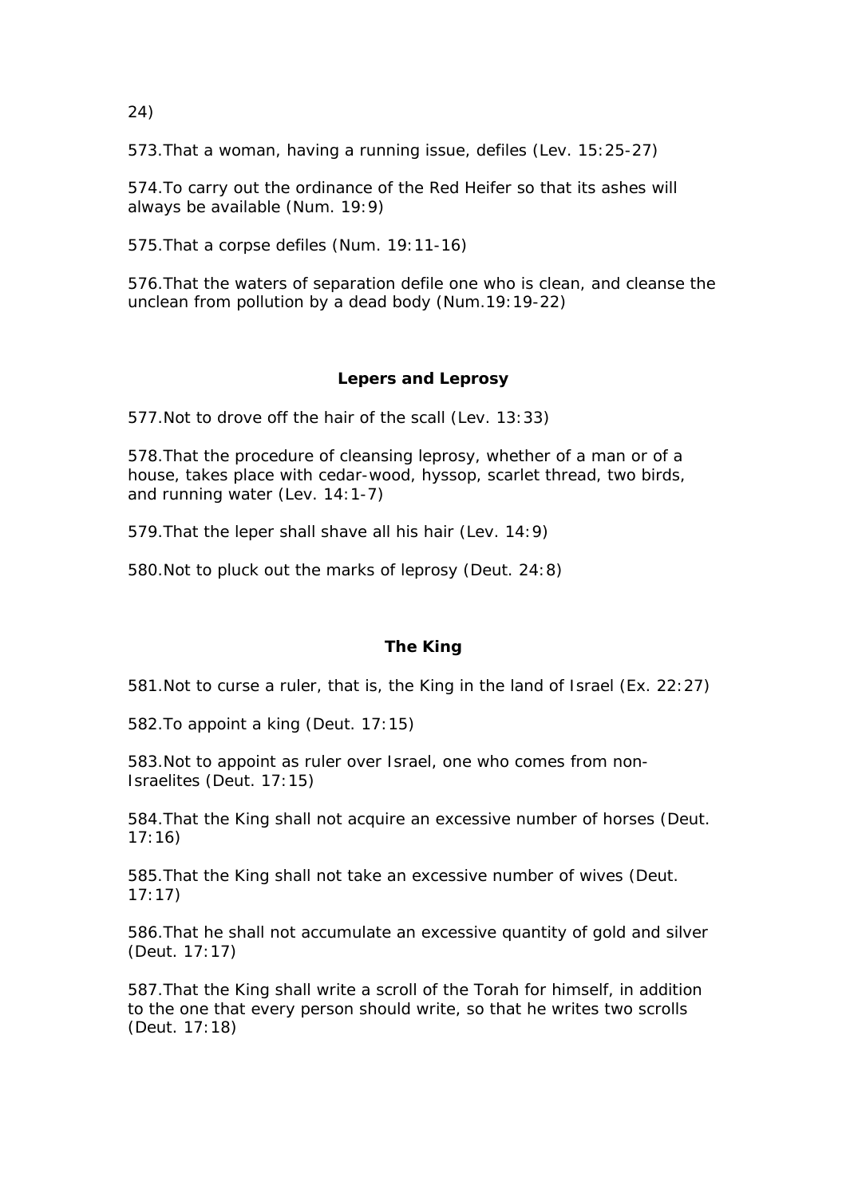24)

573.That a woman, having a running issue, defiles (Lev. 15:25-27)

574.To carry out the ordinance of the Red Heifer so that its ashes will always be available (Num. 19:9)

575.That a corpse defiles (Num. 19:11-16)

576.That the waters of separation defile one who is clean, and cleanse the unclean from pollution by a dead body (Num.19:19-22)

### Lepers and Leprosy

577.Not to drove off the hair of the scall (Lev. 13:33)

578.That the procedure of cleansing leprosy, whether of a man or of a house, takes place with cedar-wood, hyssop, scarlet thread, two birds, and running water (Lev. 14:1-7)

579.That the leper shall shave all his hair (Lev. 14:9)

580.Not to pluck out the marks of leprosy (Deut. 24:8)

### The King

581.Not to curse a ruler, that is, the King in the land of Israel (Ex. 22:27)

582.To appoint a king (Deut. 17:15)

583.Not to appoint as ruler over Israel, one who comes from non-Israelites (Deut. 17:15)

584.That the King shall not acquire an excessive number of horses (Deut. 17:16)

585.That the King shall not take an excessive number of wives (Deut. 17:17)

586.That he shall not accumulate an excessive quantity of gold and silver (Deut. 17:17)

587.That the King shall write a scroll of the Torah for himself, in addition to the one that every person should write, so that he writes two scrolls (Deut. 17:18)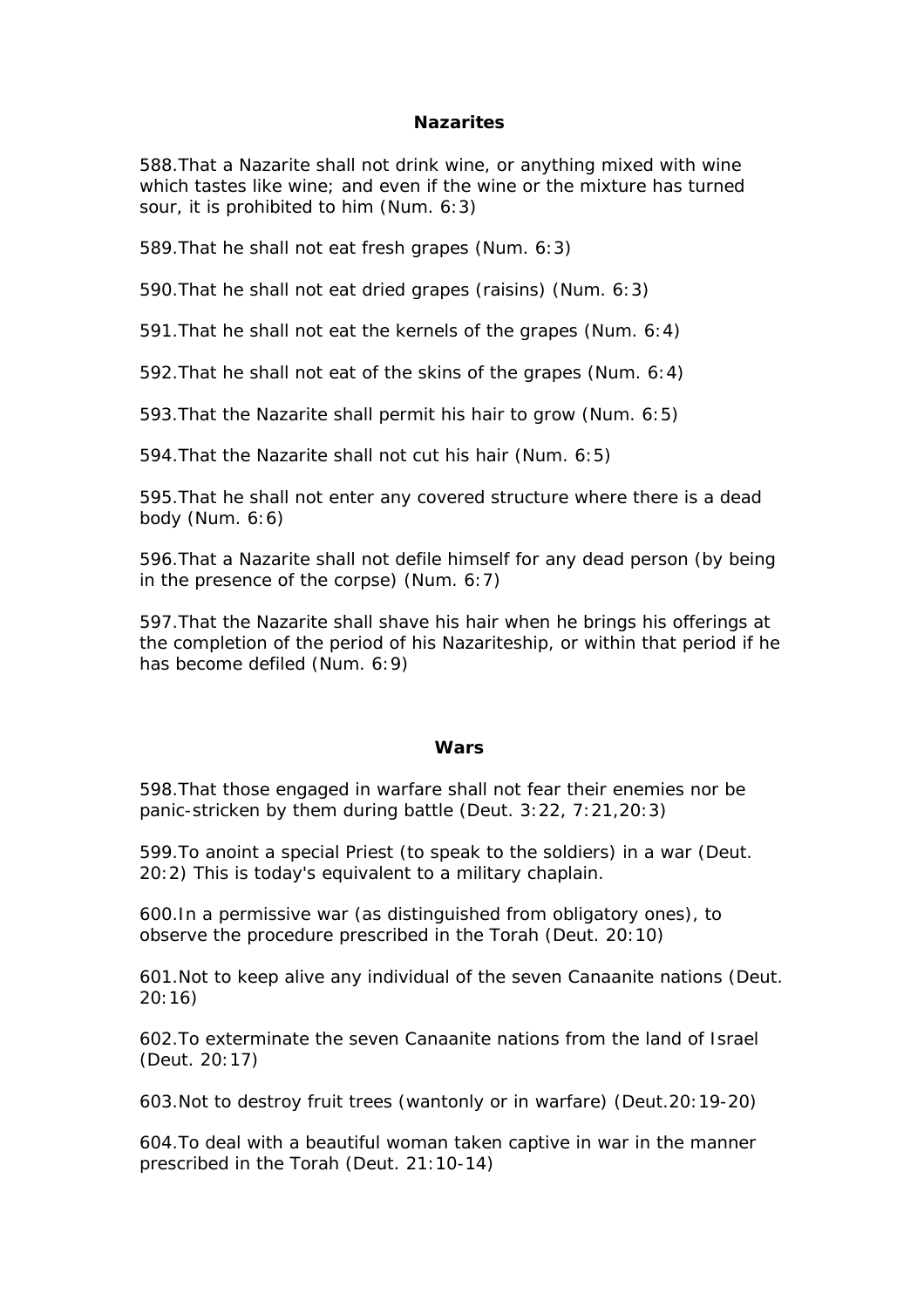## Nazarites

588.That a Nazarite shall not drink wine, or anything mixed with wine which tastes like wine; and even if the wine or the mixture has turned sour, it is prohibited to him (Num. 6:3)

589.That he shall not eat fresh grapes (Num. 6:3)

590.That he shall not eat dried grapes (raisins) (Num. 6:3)

591.That he shall not eat the kernels of the grapes (Num. 6:4)

592.That he shall not eat of the skins of the grapes (Num. 6:4)

593.That the Nazarite shall permit his hair to grow (Num. 6:5)

594.That the Nazarite shall not cut his hair (Num. 6:5)

595.That he shall not enter any covered structure where there is a dead body (Num. 6:6)

596.That a Nazarite shall not defile himself for any dead person (by being in the presence of the corpse) (Num. 6:7)

597.That the Nazarite shall shave his hair when he brings his offerings at the completion of the period of his Nazariteship, or within that period if he has become defiled (Num. 6:9)

## Wars

598.That those engaged in warfare shall not fear their enemies nor be panic-stricken by them during battle (Deut. 3:22, 7:21,20:3)

599.To anoint a special Priest (to speak to the soldiers) in a war (Deut. 20:2) This is today's equivalent to a military chaplain.

600.In a permissive war (as distinguished from obligatory ones), to observe the procedure prescribed in the Torah (Deut. 20:10)

601.Not to keep alive any individual of the seven Canaanite nations (Deut. 20:16)

602.To exterminate the seven Canaanite nations from the land of Israel (Deut. 20:17)

603.Not to destroy fruit trees (wantonly or in warfare) (Deut.20:19-20)

604.To deal with a beautiful woman taken captive in war in the manner prescribed in the Torah (Deut. 21:10-14)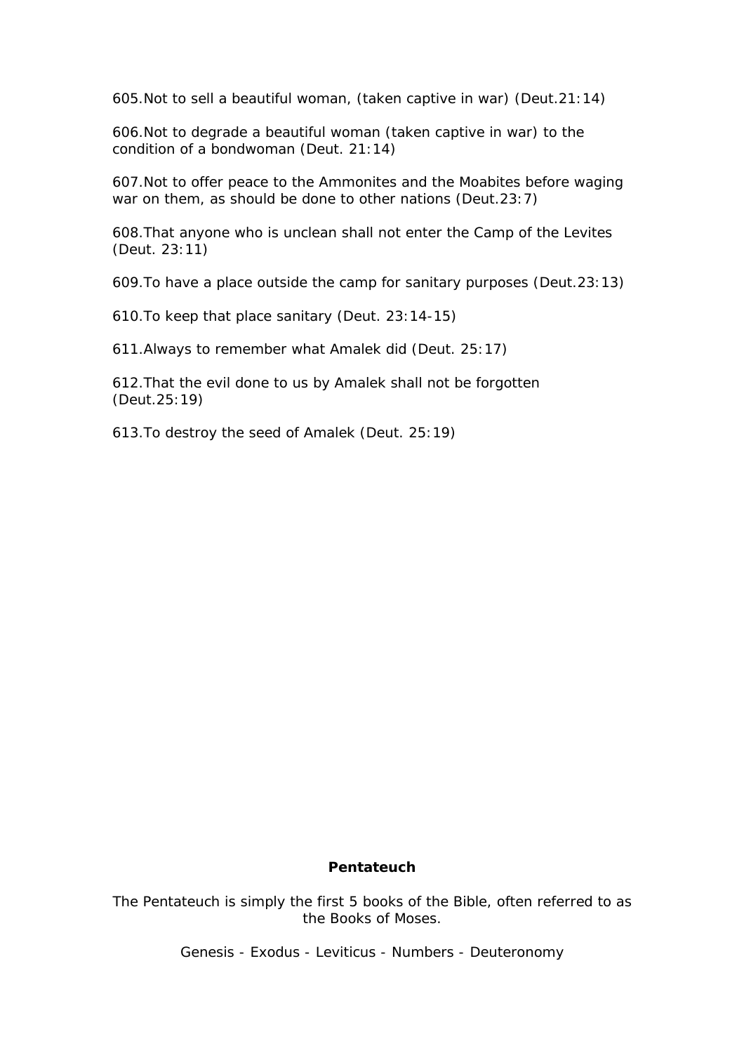605.Not to sell a beautiful woman, (taken captive in war) (Deut.21:14)

606.Not to degrade a beautiful woman (taken captive in war) to the condition of a bondwoman (Deut. 21:14)

607.Not to offer peace to the Ammonites and the Moabites before waging war on them, as should be done to other nations (Deut.23:7)

608.That anyone who is unclean shall not enter the Camp of the Levites (Deut. 23:11)

609.To have a place outside the camp for sanitary purposes (Deut.23:13)

610.To keep that place sanitary (Deut. 23:14-15)

611.Always to remember what Amalek did (Deut. 25:17)

612.That the evil done to us by Amalek shall not be forgotten (Deut.25:19)

613.To destroy the seed of Amalek (Deut. 25:19)

**Pentateuch**

The Pentateuch is simply the first 5 books of the Bible, often referred to as the Books of Moses.

Genesis - Exodus - Leviticus - Numbers - Deuteronomy